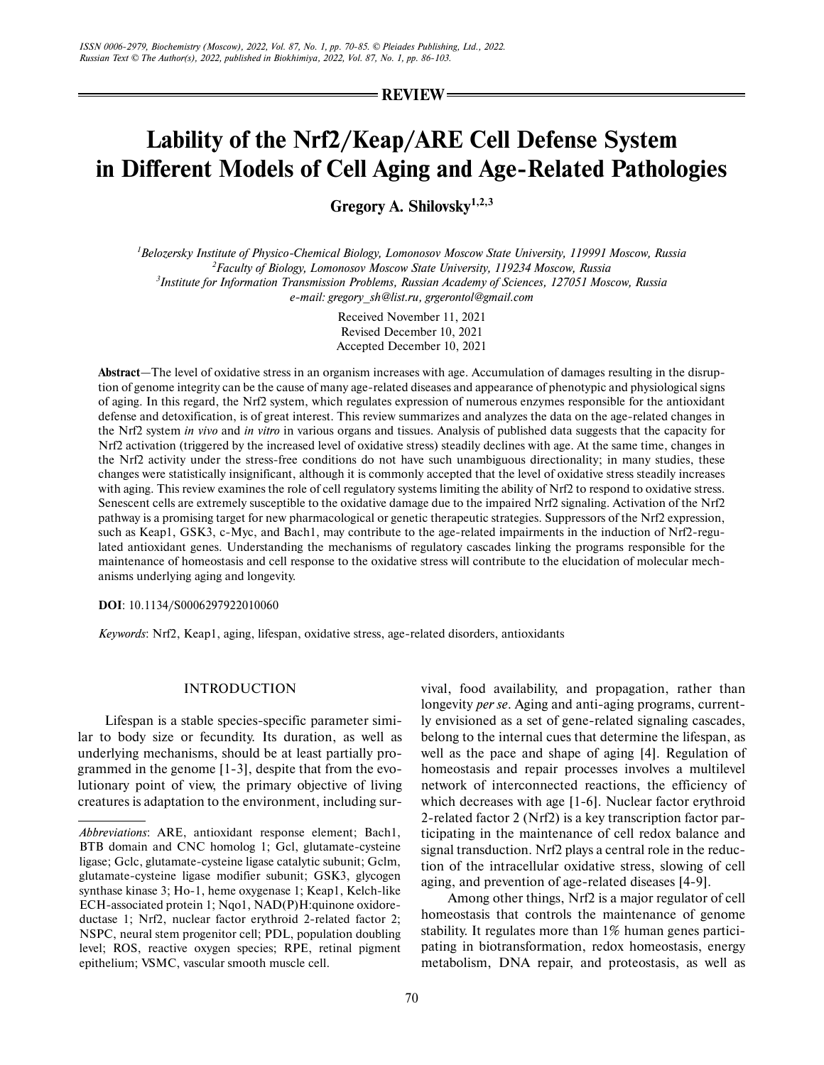**REVIEW**

# Lability of the Nrf2/Keap/ARE Cell Defense System in Different Models of Cell Aging and Age-Related Pathologies

**Gregory A. Shilovsky[1,2,3]**

[1]*Belozersky Institute of Physico-Chemical Biology, Lomonosov Moscow State University, 119991 Moscow, Russia*
[2]*Faculty of Biology, Lomonosov Moscow State University, 119234 Moscow, Russia*
[3]*Institute for Information Transmission Problems, Russian Academy of Sciences, 127051 Moscow, Russia*
*e-mail: gregory_sh@list.ru, grgerontol@gmail.com*

Received November 11, 2021
Revised December 10, 2021
Accepted December 10, 2021

**Abstract**—The level of oxidative stress in an organism increases with age. Accumulation of damages resulting in the disruption of genome integrity can be the cause of many age-related diseases and appearance of phenotypic and physiological signs of aging. In this regard, the Nrf2 system, which regulates expression of numerous enzymes responsible for the antioxidant defense and detoxification, is of great interest. This review summarizes and analyzes the data on the age-related changes in the Nrf2 system *in vivo* and *in vitro* in various organs and tissues. Analysis of published data suggests that the capacity for Nrf2 activation (triggered by the increased level of oxidative stress) steadily declines with age. At the same time, changes in the Nrf2 activity under the stress-free conditions do not have such unambiguous directionality; in many studies, these changes were statistically insignificant, although it is commonly accepted that the level of oxidative stress steadily increases with aging. This review examines the role of cell regulatory systems limiting the ability of Nrf2 to respond to oxidative stress. Senescent cells are extremely susceptible to the oxidative damage due to the impaired Nrf2 signaling. Activation of the Nrf2 pathway is a promising target for new pharmacological or genetic therapeutic strategies. Suppressors of the Nrf2 expression, such as Keap1, GSK3, c-Myc, and Bach1, may contribute to the age-related impairments in the induction of Nrf2-regulated antioxidant genes. Understanding the mechanisms of regulatory cascades linking the programs responsible for the maintenance of homeostasis and cell response to the oxidative stress will contribute to the elucidation of molecular mechanisms underlying aging and longevity.

**DOI**: 10.1134/S0006297922010060

*Keywords*: Nrf2, Keap1, aging, lifespan, oxidative stress, age-related disorders, antioxidants

## INTRODUCTION

Lifespan is a stable species-specific parameter similar to body size or fecundity. Its duration, as well as underlying mechanisms, should be at least partially programmed in the genome [1-3], despite that from the evolutionary point of view, the primary objective of living creatures is adaptation to the environment, including survival, food availability, and propagation, rather than longevity *per se*. Aging and anti-aging programs, currently envisioned as a set of gene-related signaling cascades, belong to the internal cues that determine the lifespan, as well as the pace and shape of aging [4]. Regulation of homeostasis and repair processes involves a multilevel network of interconnected reactions, the efficiency of which decreases with age [1-6]. Nuclear factor erythroid 2-related factor 2 (Nrf2) is a key transcription factor participating in the maintenance of cell redox balance and signal transduction. Nrf2 plays a central role in the reduction of the intracellular oxidative stress, slowing of cell aging, and prevention of age-related diseases [4-9].

Among other things, Nrf2 is a major regulator of cell homeostasis that controls the maintenance of genome stability. It regulates more than 1% human genes participating in biotransformation, redox homeostasis, energy metabolism, DNA repair, and proteostasis, as well as

---

*Abbreviations*: ARE, antioxidant response element; Bach1, BTB domain and CNC homolog 1; Gcl, glutamate-cysteine ligase; Gclc, glutamate-cysteine ligase catalytic subunit; Gclm, glutamate-cysteine ligase modifier subunit; GSK3, glycogen synthase kinase 3; Ho-1, heme oxygenase 1; Keap1, Kelch-like ECH-associated protein 1; Nqo1, NAD(P)H:quinone oxidoreductase 1; Nrf2, nuclear factor erythroid 2-related factor 2; NSPC, neural stem progenitor cell; PDL, population doubling level; ROS, reactive oxygen species; RPE, retinal pigment epithelium; VSMC, vascular smooth muscle cell.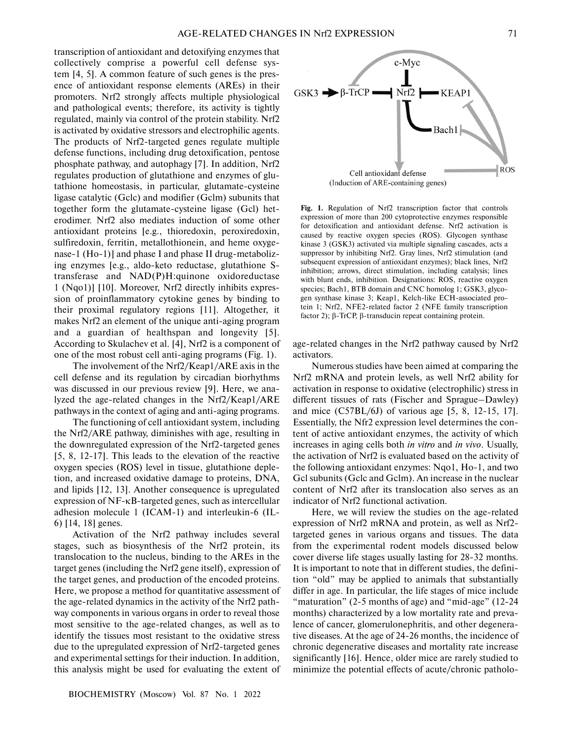transcription of antioxidant and detoxifying enzymes that collectively comprise a powerful cell defense system [4, 5]. A common feature of such genes is the presence of antioxidant response elements (AREs) in their promoters. Nrf2 strongly affects multiple physiological and pathological events; therefore, its activity is tightly regulated, mainly via control of the protein stability. Nrf2 is activated by oxidative stressors and electrophilic agents. The products of Nrf2-targeted genes regulate multiple defense functions, including drug detoxification, pentose phosphate pathway, and autophagy [7]. In addition, Nrf2 regulates production of glutathione and enzymes of glutathione homeostasis, in particular, glutamate-cysteine ligase catalytic (Gclc) and modifier (Gclm) subunits that together form the glutamate-cysteine ligase (Gcl) heterodimer. Nrf2 also mediates induction of some other antioxidant proteins [e.g., thioredoxin, peroxiredoxin, sulfiredoxin, ferritin, metallothionein, and heme oxygenase-1 (Ho-1)] and phase I and phase II drug-metabolizing enzymes [e.g., aldo-keto reductase, glutathione S-transferase and NAD(P)H:quinone oxidoreductase 1 (Nqo1)] [10]. Moreover, Nrf2 directly inhibits expression of proinflammatory cytokine genes by binding to their proximal regulatory regions [11]. Altogether, it makes Nrf2 an element of the unique anti-aging program and a guardian of healthspan and longevity [5]. According to Skulachev et al. [4], Nrf2 is a component of one of the most robust cell anti-aging programs (Fig. 1).

The involvement of the Nrf2/Keap1/ARE axis in the cell defense and its regulation by circadian biorhythms was discussed in our previous review [9]. Here, we analyzed the age-related changes in the Nrf2/Keap1/ARE pathways in the context of aging and anti-aging programs.

The functioning of cell antioxidant system, including the Nrf2/ARE pathway, diminishes with age, resulting in the downregulated expression of the Nrf2-targeted genes [5, 8, 12-17]. This leads to the elevation of the reactive oxygen species (ROS) level in tissue, glutathione depletion, and increased oxidative damage to proteins, DNA, and lipids [12, 13]. Another consequence is upregulated expression of NF-κB-targeted genes, such as intercellular adhesion molecule 1 (ICAM-1) and interleukin-6 (IL-6) [14, 18] genes.

Activation of the Nrf2 pathway includes several stages, such as biosynthesis of the Nrf2 protein, its translocation to the nucleus, binding to the AREs in the target genes (including the Nrf2 gene itself), expression of the target genes, and production of the encoded proteins. Here, we propose a method for quantitative assessment of the age-related dynamics in the activity of the Nrf2 pathway components in various organs in order to reveal those most sensitive to the age-related changes, as well as to identify the tissues most resistant to the oxidative stress due to the upregulated expression of Nrf2-targeted genes and experimental settings for their induction. In addition, this analysis might be used for evaluating the extent of age-related changes in the Nrf2 pathway caused by Nrf2 activators.

**Fig. 1.** Regulation of Nrf2 transcription factor that controls expression of more than 200 cytoprotective enzymes responsible for detoxification and antioxidant defense. Nrf2 activation is caused by reactive oxygen species (ROS). Glycogen synthase kinase 3 (GSK3) activated via multiple signaling cascades, acts a suppressor by inhibiting Nrf2. Gray lines, Nrf2 stimulation (and subsequent expression of antioxidant enzymes); black lines, Nrf2 inhibition; arrows, direct stimulation, including catalysis; lines with blunt ends, inhibition. Designations: ROS, reactive oxygen species; Bach1, BTB domain and CNC homolog 1; GSK3, glycogen synthase kinase 3; Keap1, Kelch-like ECH-associated protein 1; Nrf2, NFE2-related factor 2 (NFE family transcription factor 2); β-TrCP, β-transducin repeat containing protein.

Numerous studies have been aimed at comparing the Nrf2 mRNA and protein levels, as well Nrf2 ability for activation in response to oxidative (electrophilic) stress in different tissues of rats (Fischer and Sprague–Dawley) and mice (C57BL/6J) of various age [5, 8, 12-15, 17]. Essentially, the Nfr2 expression level determines the content of active antioxidant enzymes, the activity of which increases in aging cells both *in vitro* and *in vivo*. Usually, the activation of Nrf2 is evaluated based on the activity of the following antioxidant enzymes: Nqo1, Ho-1, and two Gcl subunits (Gclc and Gclm). An increase in the nuclear content of Nrf2 after its translocation also serves as an indicator of Nrf2 functional activation.

Here, we will review the studies on the age-related expression of Nrf2 mRNA and protein, as well as Nrf2-targeted genes in various organs and tissues. The data from the experimental rodent models discussed below cover diverse life stages usually lasting for 28-32 months. It is important to note that in different studies, the definition "old" may be applied to animals that substantially differ in age. In particular, the life stages of mice include "maturation" (2-5 months of age) and "mid-age" (12-24 months) characterized by a low mortality rate and prevalence of cancer, glomerulonephritis, and other degenerative diseases. At the age of 24-26 months, the incidence of chronic degenerative diseases and mortality rate increase significantly [16]. Hence, older mice are rarely studied to minimize the potential effects of acute/chronic patholo-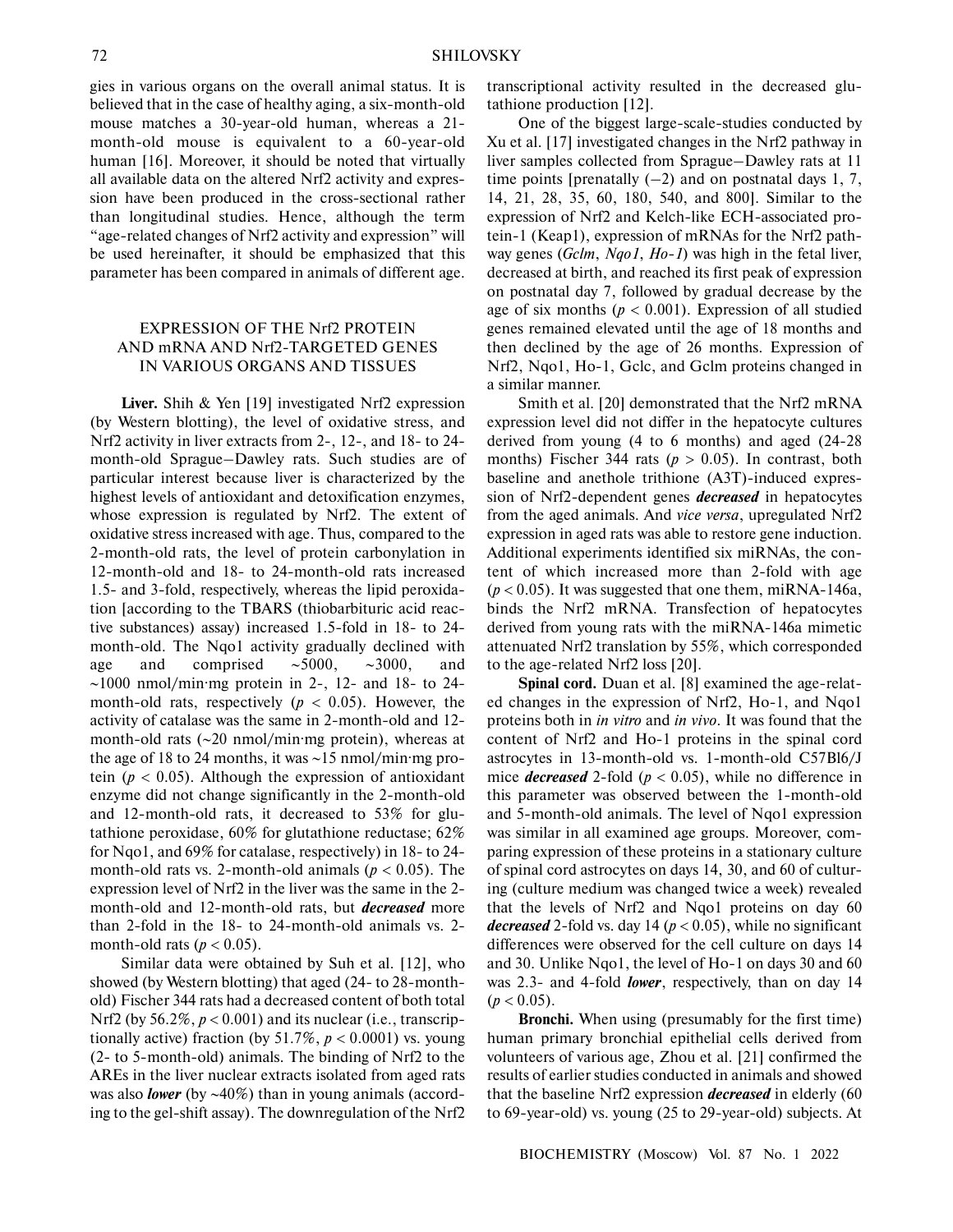gies in various organs on the overall animal status. It is believed that in the case of healthy aging, a six-month-old mouse matches a 30-year-old human, whereas a 21-month-old mouse is equivalent to a 60-year-old human [16]. Moreover, it should be noted that virtually all available data on the altered Nrf2 activity and expression have been produced in the cross-sectional rather than longitudinal studies. Hence, although the term "age-related changes of Nrf2 activity and expression" will be used hereinafter, it should be emphasized that this parameter has been compared in animals of different age.

## EXPRESSION OF THE Nrf2 PROTEIN AND mRNA AND Nrf2-TARGETED GENES IN VARIOUS ORGANS AND TISSUES

**Liver.** Shih & Yen [19] investigated Nrf2 expression (by Western blotting), the level of oxidative stress, and Nrf2 activity in liver extracts from 2-, 12-, and 18- to 24-month-old Sprague–Dawley rats. Such studies are of particular interest because liver is characterized by the highest levels of antioxidant and detoxification enzymes, whose expression is regulated by Nrf2. The extent of oxidative stress increased with age. Thus, compared to the 2-month-old rats, the level of protein carbonylation in 12-month-old and 18- to 24-month-old rats increased 1.5- and 3-fold, respectively, whereas the lipid peroxidation [according to the TBARS (thiobarbituric acid reactive substances) assay) increased 1.5-fold in 18- to 24-month-old. The Nqo1 activity gradually declined with age and comprised ~5000, ~3000, and ~1000 nmol/min·mg protein in 2-, 12- and 18- to 24-month-old rats, respectively ($p < 0.05$). However, the activity of catalase was the same in 2-month-old and 12-month-old rats (~20 nmol/min·mg protein), whereas at the age of 18 to 24 months, it was ~15 nmol/min·mg protein ($p < 0.05$). Although the expression of antioxidant enzyme did not change significantly in the 2-month-old and 12-month-old rats, it decreased to 53% for glutathione peroxidase, 60% for glutathione reductase; 62% for Nqo1, and 69% for catalase, respectively) in 18- to 24-month-old rats vs. 2-month-old animals ($p < 0.05$). The expression level of Nrf2 in the liver was the same in the 2-month-old and 12-month-old rats, but ***decreased*** more than 2-fold in the 18- to 24-month-old animals vs. 2-month-old rats ($p < 0.05$).

Similar data were obtained by Suh et al. [12], who showed (by Western blotting) that aged (24- to 28-month-old) Fischer 344 rats had a decreased content of both total Nrf2 (by 56.2%, $p < 0.001$) and its nuclear (i.e., transcriptionally active) fraction (by 51.7%, $p < 0.0001$) vs. young (2- to 5-month-old) animals. The binding of Nrf2 to the AREs in the liver nuclear extracts isolated from aged rats was also ***lower*** (by ~40%) than in young animals (according to the gel-shift assay). The downregulation of the Nrf2 transcriptional activity resulted in the decreased glutathione production [12].

One of the biggest large-scale-studies conducted by Xu et al. [17] investigated changes in the Nrf2 pathway in liver samples collected from Sprague–Dawley rats at 11 time points [prenatally (–2) and on postnatal days 1, 7, 14, 21, 28, 35, 60, 180, 540, and 800]. Similar to the expression of Nrf2 and Kelch-like ECH-associated protein-1 (Keap1), expression of mRNAs for the Nrf2 pathway genes (*Gclm*, *Nqo1*, *Ho-1*) was high in the fetal liver, decreased at birth, and reached its first peak of expression on postnatal day 7, followed by gradual decrease by the age of six months ($p < 0.001$). Expression of all studied genes remained elevated until the age of 18 months and then declined by the age of 26 months. Expression of Nrf2, Nqo1, Ho-1, Gclc, and Gclm proteins changed in a similar manner.

Smith et al. [20] demonstrated that the Nrf2 mRNA expression level did not differ in the hepatocyte cultures derived from young (4 to 6 months) and aged (24-28 months) Fischer 344 rats ($p > 0.05$). In contrast, both baseline and anethole trithione (A3T)-induced expression of Nrf2-dependent genes ***decreased*** in hepatocytes from the aged animals. And *vice versa*, upregulated Nrf2 expression in aged rats was able to restore gene induction. Additional experiments identified six miRNAs, the content of which increased more than 2-fold with age ($p < 0.05$). It was suggested that one them, miRNA-146a, binds the Nrf2 mRNA. Transfection of hepatocytes derived from young rats with the miRNA-146a mimetic attenuated Nrf2 translation by 55%, which corresponded to the age-related Nrf2 loss [20].

**Spinal cord.** Duan et al. [8] examined the age-related changes in the expression of Nrf2, Ho-1, and Nqo1 proteins both in *in vitro* and *in vivo*. It was found that the content of Nrf2 and Ho-1 proteins in the spinal cord astrocytes in 13-month-old vs. 1-month-old C57Bl6/J mice ***decreased*** 2-fold ($p < 0.05$), while no difference in this parameter was observed between the 1-month-old and 5-month-old animals. The level of Nqo1 expression was similar in all examined age groups. Moreover, comparing expression of these proteins in a stationary culture of spinal cord astrocytes on days 14, 30, and 60 of culturing (culture medium was changed twice a week) revealed that the levels of Nrf2 and Nqo1 proteins on day 60 ***decreased*** 2-fold vs. day 14 ($p < 0.05$), while no significant differences were observed for the cell culture on days 14 and 30. Unlike Nqo1, the level of Ho-1 on days 30 and 60 was 2.3- and 4-fold ***lower***, respectively, than on day 14 ($p < 0.05$).

**Bronchi.** When using (presumably for the first time) human primary bronchial epithelial cells derived from volunteers of various age, Zhou et al. [21] confirmed the results of earlier studies conducted in animals and showed that the baseline Nrf2 expression ***decreased*** in elderly (60 to 69-year-old) vs. young (25 to 29-year-old) subjects. At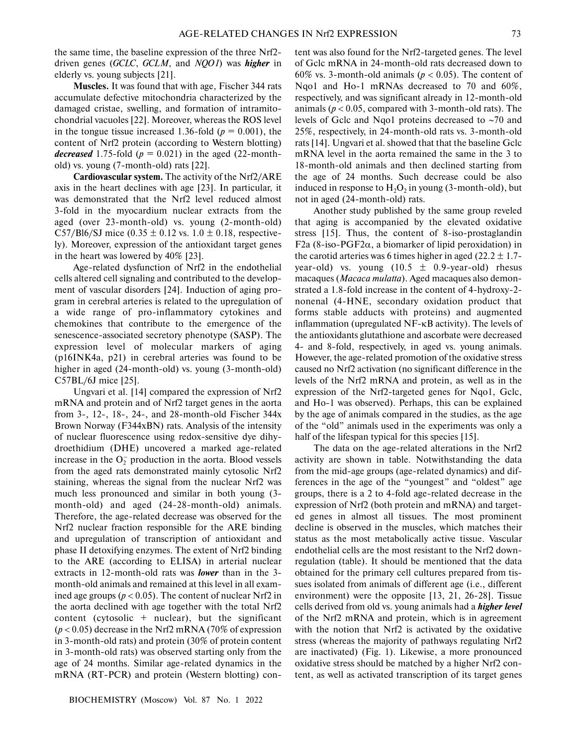the same time, the baseline expression of the three Nrf2-driven genes (*GCLC*, *GCLM*, and *NQO1*) was ***higher*** in elderly vs. young subjects [21].

**Muscles.** It was found that with age, Fischer 344 rats accumulate defective mitochondria characterized by the damaged cristae, swelling, and formation of intramitochondrial vacuoles [22]. Moreover, whereas the ROS level in the tongue tissue increased 1.36-fold ($p = 0.001$), the content of Nrf2 protein (according to Western blotting) ***decreased*** 1.75-fold ($p = 0.021$) in the aged (22-month-old) vs. young (7-month-old) rats [22].

**Cardiovascular system.** The activity of the Nrf2/ARE axis in the heart declines with age [23]. In particular, it was demonstrated that the Nrf2 level reduced almost 3-fold in the myocardium nuclear extracts from the aged (over 23-month-old) vs. young (2-month-old) C57/Bl6/SJ mice (0.35 ± 0.12 vs. 1.0 ± 0.18, respectively). Moreover, expression of the antioxidant target genes in the heart was lowered by 40% [23].

Age-related dysfunction of Nrf2 in the endothelial cells altered cell signaling and contributed to the development of vascular disorders [24]. Induction of aging program in cerebral arteries is related to the upregulation of a wide range of pro-inflammatory cytokines and chemokines that contribute to the emergence of the senescence-associated secretory phenotype (SASP). The expression level of molecular markers of aging (p16INK4a, p21) in cerebral arteries was found to be higher in aged (24-month-old) vs. young (3-month-old) C57BL/6J mice [25].

Ungvari et al. [14] compared the expression of Nrf2 mRNA and protein and of Nrf2 target genes in the aorta from 3-, 12-, 18-, 24-, and 28-month-old Fischer 344x Brown Norway (F344xBN) rats. Analysis of the intensity of nuclear fluorescence using redox-sensitive dye dihydroethidium (DHE) uncovered a marked age-related increase in the $O_2^-$ production in the aorta. Blood vessels from the aged rats demonstrated mainly cytosolic Nrf2 staining, whereas the signal from the nuclear Nrf2 was much less pronounced and similar in both young (3-month-old) and aged (24-28-month-old) animals. Therefore, the age-related decrease was observed for the Nrf2 nuclear fraction responsible for the ARE binding and upregulation of transcription of antioxidant and phase II detoxifying enzymes. The extent of Nrf2 binding to the ARE (according to ELISA) in arterial nuclear extracts in 12-month-old rats was ***lower*** than in the 3-month-old animals and remained at this level in all examined age groups ($p < 0.05$). The content of nuclear Nrf2 in the aorta declined with age together with the total Nrf2 content (cytosolic + nuclear), but the significant ($p < 0.05$) decrease in the Nrf2 mRNA (70% of expression in 3-month-old rats) and protein (30% of protein content in 3-month-old rats) was observed starting only from the age of 24 months. Similar age-related dynamics in the mRNA (RT-PCR) and protein (Western blotting) content was also found for the Nrf2-targeted genes. The level of Gclc mRNA in 24-month-old rats decreased down to 60% vs. 3-month-old animals ($p < 0.05$). The content of Nqo1 and Ho-1 mRNAs decreased to 70 and 60%, respectively, and was significant already in 12-month-old animals ($p < 0.05$, compared with 3-month-old rats). The levels of Gclc and Nqo1 proteins decreased to ~70 and 25%, respectively, in 24-month-old rats vs. 3-month-old rats [14]. Ungvari et al. showed that that the baseline Gclc mRNA level in the aorta remained the same in the 3 to 18-month-old animals and then declined starting from the age of 24 months. Such decrease could be also induced in response to $H_2O_2$ in young (3-month-old), but not in aged (24-month-old) rats.

Another study published by the same group reveled that aging is accompanied by the elevated oxidative stress [15]. Thus, the content of 8-iso-prostaglandin F2a (8-iso-PGF2α, a biomarker of lipid peroxidation) in the carotid arteries was 6 times higher in aged (22.2 ± 1.7-year-old) vs. young (10.5 ± 0.9-year-old) rhesus macaques (*Macaca mulatta*). Aged macaques also demonstrated a 1.8-fold increase in the content of 4-hydroxy-2-nonenal (4-HNE, secondary oxidation product that forms stable adducts with proteins) and augmented inflammation (upregulated NF-κB activity). The levels of the antioxidants glutathione and ascorbate were decreased 4- and 8-fold, respectively, in aged vs. young animals. However, the age-related promotion of the oxidative stress caused no Nrf2 activation (no significant difference in the levels of the Nrf2 mRNA and protein, as well as in the expression of the Nrf2-targeted genes for Nqo1, Gclc, and Ho-1 was observed). Perhaps, this can be explained by the age of animals compared in the studies, as the age of the "old" animals used in the experiments was only a half of the lifespan typical for this species [15].

The data on the age-related alterations in the Nrf2 activity are shown in table. Notwithstanding the data from the mid-age groups (age-related dynamics) and differences in the age of the "youngest" and "oldest" age groups, there is a 2 to 4-fold age-related decrease in the expression of Nrf2 (both protein and mRNA) and targeted genes in almost all tissues. The most prominent decline is observed in the muscles, which matches their status as the most metabolically active tissue. Vascular endothelial cells are the most resistant to the Nrf2 downregulation (table). It should be mentioned that the data obtained for the primary cell cultures prepared from tissues isolated from animals of different age (i.e., different environment) were the opposite [13, 21, 26-28]. Tissue cells derived from old vs. young animals had a ***higher level*** of the Nrf2 mRNA and protein, which is in agreement with the notion that Nrf2 is activated by the oxidative stress (whereas the majority of pathways regulating Nrf2 are inactivated) (Fig. 1). Likewise, a more pronounced oxidative stress should be matched by a higher Nrf2 content, as well as activated transcription of its target genes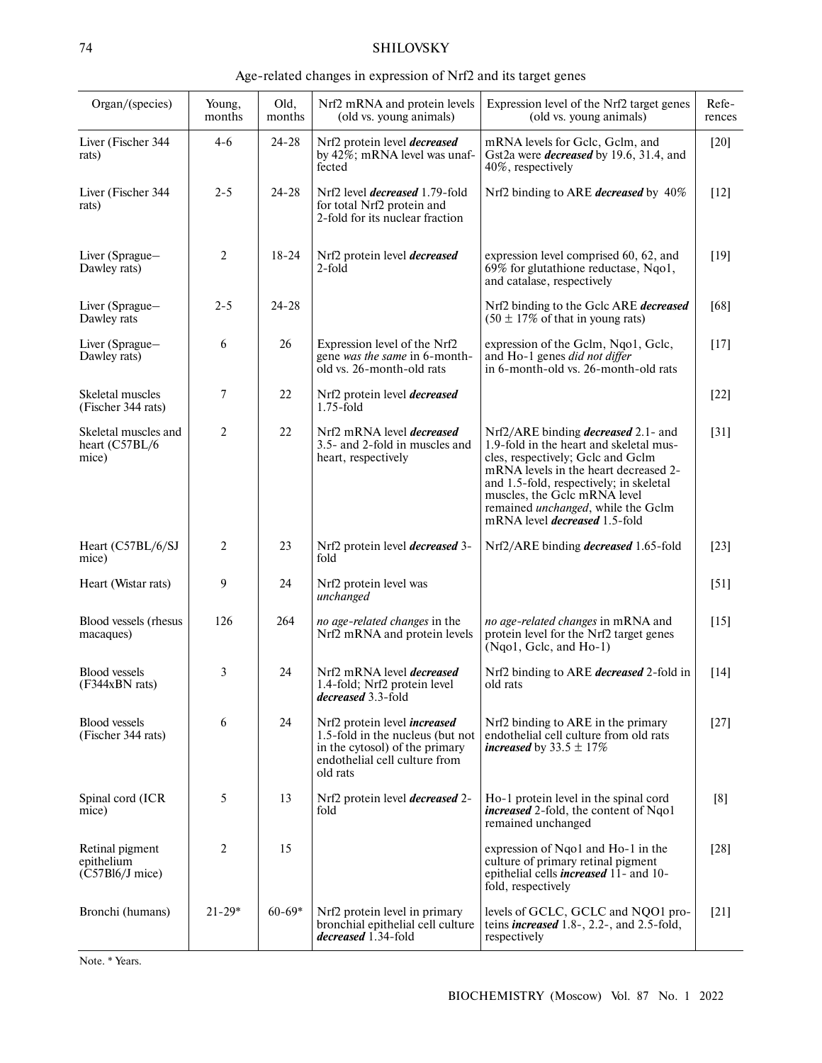Age-related changes in expression of Nrf2 and its target genes

| Organ/(species) | Young, months | Old, months | Nrf2 mRNA and protein levels (old vs. young animals) | Expression level of the Nrf2 target genes (old vs. young animals) | References |
|---|---|---|---|---|---|
| Liver (Fischer 344 rats) | 4-6 | 24-28 | Nrf2 protein level ***decreased*** by 42%; mRNA level was unaffected | mRNA levels for Gclc, Gclm, and Gst2a were ***decreased*** by 19.6, 31.4, and 40%, respectively | [20] |
| Liver (Fischer 344 rats) | 2-5 | 24-28 | Nrf2 level ***decreased*** 1.79-fold for total Nrf2 protein and 2-fold for its nuclear fraction | Nrf2 binding to ARE ***decreased*** by 40% | [12] |
| Liver (Sprague–Dawley rats) | 2 | 18-24 | Nrf2 protein level ***decreased*** 2-fold | expression level comprised 60, 62, and 69% for glutathione reductase, Nqo1, and catalase, respectively | [19] |
| Liver (Sprague–Dawley rats | 2-5 | 24-28 | | Nrf2 binding to the Gclc ARE ***decreased*** (50 ± 17% of that in young rats) | [68] |
| Liver (Sprague–Dawley rats) | 6 | 26 | Expression level of the Nrf2 gene *was the same* in 6-month-old vs. 26-month-old rats | expression of the Gclm, Nqo1, Gclc, and Ho-1 genes *did not differ* in 6-month-old vs. 26-month-old rats | [17] |
| Skeletal muscles (Fischer 344 rats) | 7 | 22 | Nrf2 protein level ***decreased*** 1.75-fold | | [22] |
| Skeletal muscles and heart (C57BL/6 mice) | 2 | 22 | Nrf2 mRNA level ***decreased*** 3.5- and 2-fold in muscles and heart, respectively | Nrf2/ARE binding ***decreased*** 2.1- and 1.9-fold in the heart and skeletal muscles, respectively; Gclc and Gclm mRNA levels in the heart decreased 2- and 1.5-fold, respectively; in skeletal muscles, the Gclc mRNA level remained *unchanged*, while the Gclm mRNA level ***decreased*** 1.5-fold | [31] |
| Heart (C57BL/6/SJ mice) | 2 | 23 | Nrf2 protein level ***decreased*** 3-fold | Nrf2/ARE binding ***decreased*** 1.65-fold | [23] |
| Heart (Wistar rats) | 9 | 24 | Nrf2 protein level was *unchanged* | | [51] |
| Blood vessels (rhesus macaques) | 126 | 264 | *no age-related changes* in the Nrf2 mRNA and protein levels | *no age-related changes* in mRNA and protein level for the Nrf2 target genes (Nqo1, Gclc, and Ho-1) | [15] |
| Blood vessels (F344xBN rats) | 3 | 24 | Nrf2 mRNA level ***decreased*** 1.4-fold; Nrf2 protein level ***decreased*** 3.3-fold | Nrf2 binding to ARE ***decreased*** 2-fold in old rats | [14] |
| Blood vessels (Fischer 344 rats) | 6 | 24 | Nrf2 protein level ***increased*** 1.5-fold in the nucleus (but not in the cytosol) of the primary endothelial cell culture from old rats | Nrf2 binding to ARE in the primary endothelial cell culture from old rats ***increased*** by 33.5 ± 17% | [27] |
| Spinal cord (ICR mice) | 5 | 13 | Nrf2 protein level ***decreased*** 2-fold | Ho-1 protein level in the spinal cord ***increased*** 2-fold, the content of Nqo1 remained unchanged | [8] |
| Retinal pigment epithelium (C57Bl6/J mice) | 2 | 15 | | expression of Nqo1 and Ho-1 in the culture of primary retinal pigment epithelial cells ***increased*** 11- and 10-fold, respectively | [28] |
| Bronchi (humans) | 21-29* | 60-69* | Nrf2 protein level in primary bronchial epithelial cell culture ***decreased*** 1.34-fold | levels of GCLC, GCLC and NQO1 proteins ***increased*** 1.8-, 2.2-, and 2.5-fold, respectively | [21] |

Note. * Years.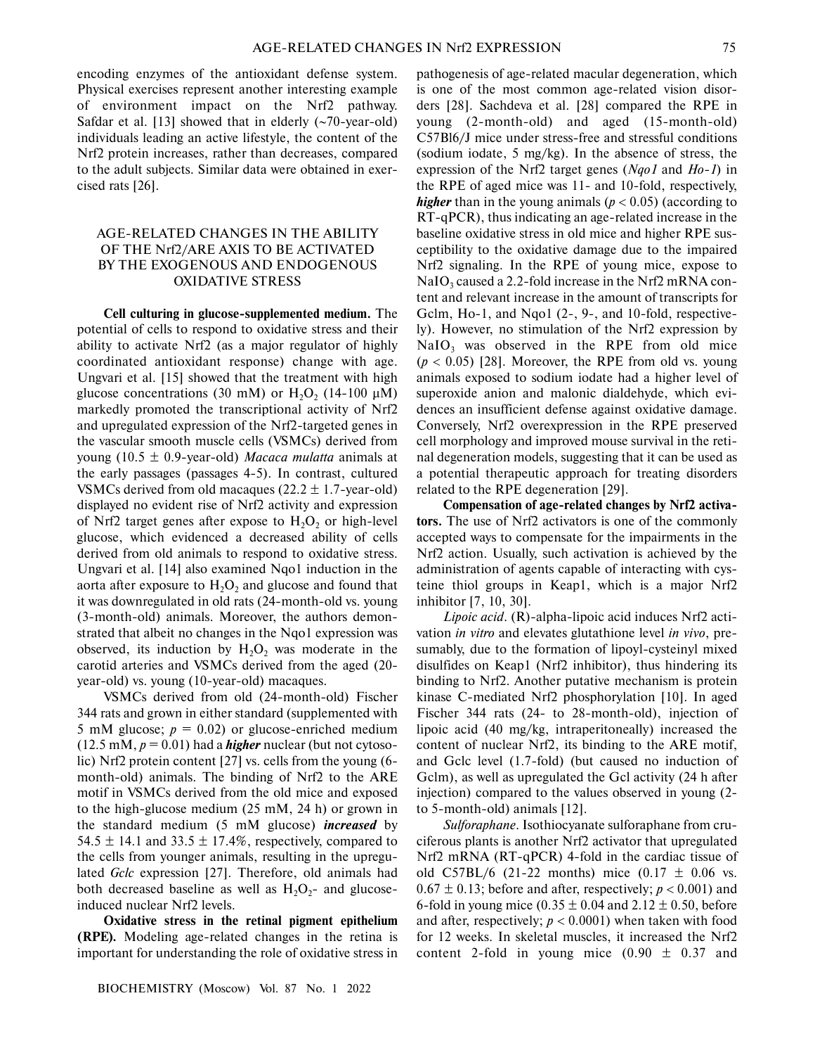encoding enzymes of the antioxidant defense system. Physical exercises represent another interesting example of environment impact on the Nrf2 pathway. Safdar et al. [13] showed that in elderly (~70-year-old) individuals leading an active lifestyle, the content of the Nrf2 protein increases, rather than decreases, compared to the adult subjects. Similar data were obtained in exercised rats [26].

## AGE-RELATED CHANGES IN THE ABILITY OF THE Nrf2/ARE AXIS TO BE ACTIVATED BY THE EXOGENOUS AND ENDOGENOUS OXIDATIVE STRESS

**Cell culturing in glucose-supplemented medium.** The potential of cells to respond to oxidative stress and their ability to activate Nrf2 (as a major regulator of highly coordinated antioxidant response) change with age. Ungvari et al. [15] showed that the treatment with high glucose concentrations (30 mM) or $H_2O_2$ (14-100 μM) markedly promoted the transcriptional activity of Nrf2 and upregulated expression of the Nrf2-targeted genes in the vascular smooth muscle cells (VSMCs) derived from young (10.5 ± 0.9-year-old) *Macaca mulatta* animals at the early passages (passages 4-5). In contrast, cultured VSMCs derived from old macaques (22.2 ± 1.7-year-old) displayed no evident rise of Nrf2 activity and expression of Nrf2 target genes after expose to $H_2O_2$ or high-level glucose, which evidenced a decreased ability of cells derived from old animals to respond to oxidative stress. Ungvari et al. [14] also examined Nqo1 induction in the aorta after exposure to $H_2O_2$ and glucose and found that it was downregulated in old rats (24-month-old vs. young (3-month-old) animals. Moreover, the authors demonstrated that albeit no changes in the Nqo1 expression was observed, its induction by $H_2O_2$ was moderate in the carotid arteries and VSMCs derived from the aged (20-year-old) vs. young (10-year-old) macaques.

VSMCs derived from old (24-month-old) Fischer 344 rats and grown in either standard (supplemented with 5 mM glucose; $p = 0.02$) or glucose-enriched medium (12.5 mM, $p = 0.01$) had a ***higher*** nuclear (but not cytosolic) Nrf2 protein content [27] vs. cells from the young (6-month-old) animals. The binding of Nrf2 to the ARE motif in VSMCs derived from the old mice and exposed to the high-glucose medium (25 mM, 24 h) or grown in the standard medium (5 mM glucose) ***increased*** by 54.5 ± 14.1 and 33.5 ± 17.4%, respectively, compared to the cells from younger animals, resulting in the upregulated *Gclc* expression [27]. Therefore, old animals had both decreased baseline as well as $H_2O_2$- and glucose-induced nuclear Nrf2 levels.

**Oxidative stress in the retinal pigment epithelium (RPE).** Modeling age-related changes in the retina is important for understanding the role of oxidative stress in pathogenesis of age-related macular degeneration, which is one of the most common age-related vision disorders [28]. Sachdeva et al. [28] compared the RPE in young (2-month-old) and aged (15-month-old) C57Bl6/J mice under stress-free and stressful conditions (sodium iodate, 5 mg/kg). In the absence of stress, the expression of the Nrf2 target genes (*Nqo1* and *Ho-1*) in the RPE of aged mice was 11- and 10-fold, respectively, ***higher*** than in the young animals ($p < 0.05$) (according to RT-qPCR), thus indicating an age-related increase in the baseline oxidative stress in old mice and higher RPE susceptibility to the oxidative damage due to the impaired Nrf2 signaling. In the RPE of young mice, expose to $NaIO_3$ caused a 2.2-fold increase in the Nrf2 mRNA content and relevant increase in the amount of transcripts for Gclm, Ho-1, and Nqo1 (2-, 9-, and 10-fold, respectively). However, no stimulation of the Nrf2 expression by $NaIO_3$ was observed in the RPE from old mice ($p < 0.05$) [28]. Moreover, the RPE from old vs. young animals exposed to sodium iodate had a higher level of superoxide anion and malonic dialdehyde, which evidences an insufficient defense against oxidative damage. Conversely, Nrf2 overexpression in the RPE preserved cell morphology and improved mouse survival in the retinal degeneration models, suggesting that it can be used as a potential therapeutic approach for treating disorders related to the RPE degeneration [29].

**Compensation of age-related changes by Nrf2 activators.** The use of Nrf2 activators is one of the commonly accepted ways to compensate for the impairments in the Nrf2 action. Usually, such activation is achieved by the administration of agents capable of interacting with cysteine thiol groups in Keap1, which is a major Nrf2 inhibitor [7, 10, 30].

*Lipoic acid*. (R)-alpha-lipoic acid induces Nrf2 activation *in vitro* and elevates glutathione level *in vivo*, presumably, due to the formation of lipoyl-cysteinyl mixed disulfides on Keap1 (Nrf2 inhibitor), thus hindering its binding to Nrf2. Another putative mechanism is protein kinase C-mediated Nrf2 phosphorylation [10]. In aged Fischer 344 rats (24- to 28-month-old), injection of lipoic acid (40 mg/kg, intraperitoneally) increased the content of nuclear Nrf2, its binding to the ARE motif, and Gclc level (1.7-fold) (but caused no induction of Gclm), as well as upregulated the Gcl activity (24 h after injection) compared to the values observed in young (2- to 5-month-old) animals [12].

*Sulforaphane*. Isothiocyanate sulforaphane from cruciferous plants is another Nrf2 activator that upregulated Nrf2 mRNA (RT-qPCR) 4-fold in the cardiac tissue of old C57BL/6 (21-22 months) mice (0.17 ± 0.06 vs. 0.67 ± 0.13; before and after, respectively; $p < 0.001$) and 6-fold in young mice (0.35 ± 0.04 and 2.12 ± 0.50, before and after, respectively; $p < 0.0001$) when taken with food for 12 weeks. In skeletal muscles, it increased the Nrf2 content 2-fold in young mice (0.90 ± 0.37 and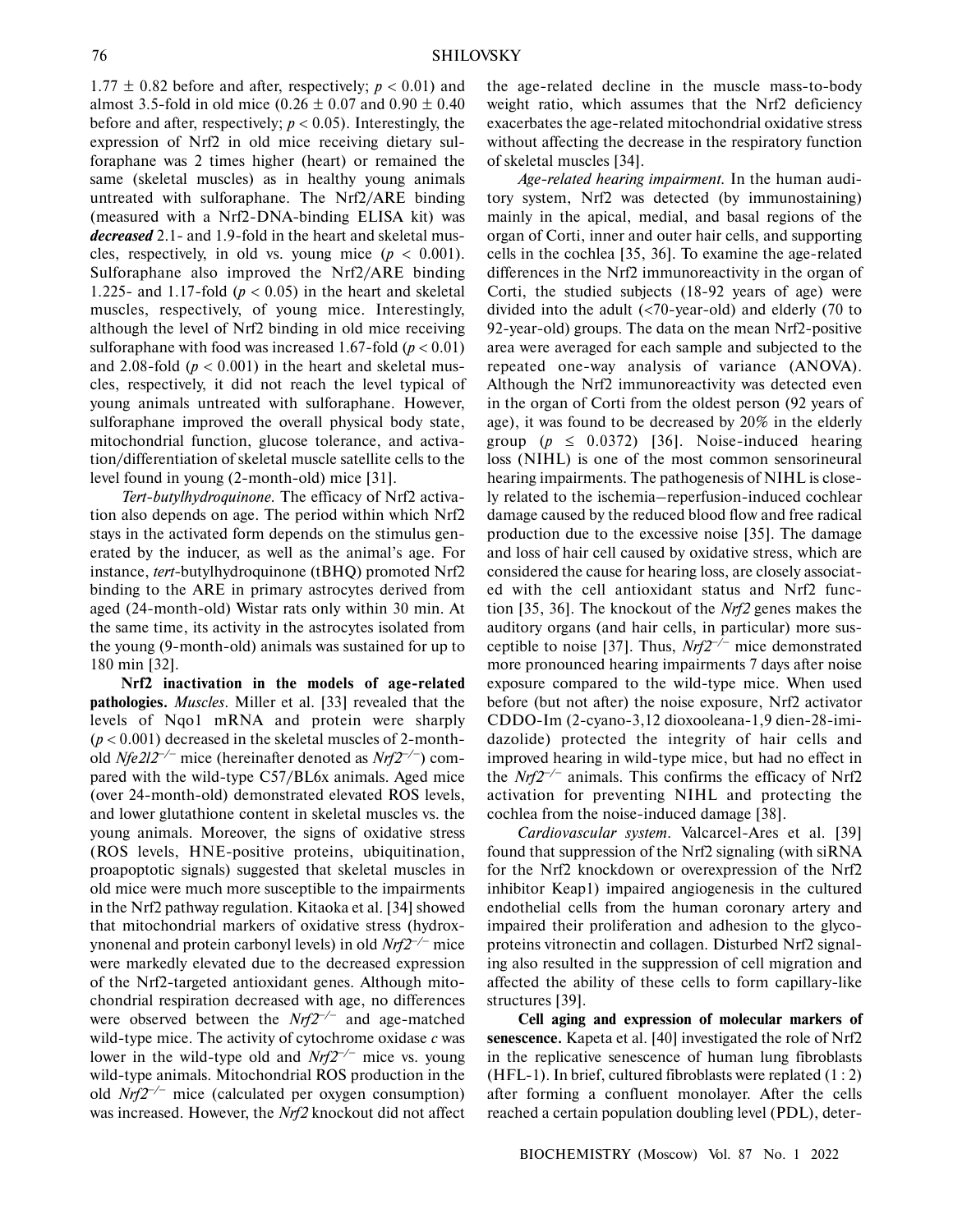1.77 ± 0.82 before and after, respectively; $p < 0.01$) and almost 3.5-fold in old mice (0.26 ± 0.07 and 0.90 ± 0.40 before and after, respectively; $p < 0.05$). Interestingly, the expression of Nrf2 in old mice receiving dietary sulforaphane was 2 times higher (heart) or remained the same (skeletal muscles) as in healthy young animals untreated with sulforaphane. The Nrf2/ARE binding (measured with a Nrf2-DNA-binding ELISA kit) was ***decreased*** 2.1- and 1.9-fold in the heart and skeletal muscles, respectively, in old vs. young mice ($p < 0.001$). Sulforaphane also improved the Nrf2/ARE binding 1.225- and 1.17-fold ($p < 0.05$) in the heart and skeletal muscles, respectively, of young mice. Interestingly, although the level of Nrf2 binding in old mice receiving sulforaphane with food was increased 1.67-fold ($p < 0.01$) and 2.08-fold ($p < 0.001$) in the heart and skeletal muscles, respectively, it did not reach the level typical of young animals untreated with sulforaphane. However, sulforaphane improved the overall physical body state, mitochondrial function, glucose tolerance, and activation/differentiation of skeletal muscle satellite cells to the level found in young (2-month-old) mice [31].

*Tert-butylhydroquinone*. The efficacy of Nrf2 activation also depends on age. The period within which Nrf2 stays in the activated form depends on the stimulus generated by the inducer, as well as the animal's age. For instance, *tert*-butylhydroquinone (tBHQ) promoted Nrf2 binding to the ARE in primary astrocytes derived from aged (24-month-old) Wistar rats only within 30 min. At the same time, its activity in the astrocytes isolated from the young (9-month-old) animals was sustained for up to 180 min [32].

**Nrf2 inactivation in the models of age-related pathologies.** *Muscles*. Miller et al. [33] revealed that the levels of Nqo1 mRNA and protein were sharply ($p < 0.001$) decreased in the skeletal muscles of 2-month-old *Nfe2l2*$^{-/-}$ mice (hereinafter denoted as *Nrf2*$^{-/-}$) compared with the wild-type C57/BL6x animals. Aged mice (over 24-month-old) demonstrated elevated ROS levels, and lower glutathione content in skeletal muscles vs. the young animals. Moreover, the signs of oxidative stress (ROS levels, HNE-positive proteins, ubiquitination, proapoptotic signals) suggested that skeletal muscles in old mice were much more susceptible to the impairments in the Nrf2 pathway regulation. Kitaoka et al. [34] showed that mitochondrial markers of oxidative stress (hydroxynonenal and protein carbonyl levels) in old *Nrf2*$^{-/-}$ mice were markedly elevated due to the decreased expression of the Nrf2-targeted antioxidant genes. Although mitochondrial respiration decreased with age, no differences were observed between the *Nrf2*$^{-/-}$ and age-matched wild-type mice. The activity of cytochrome oxidase *c* was lower in the wild-type old and *Nrf2*$^{-/-}$ mice vs. young wild-type animals. Mitochondrial ROS production in the old *Nrf2*$^{-/-}$ mice (calculated per oxygen consumption) was increased. However, the *Nrf2* knockout did not affect the age-related decline in the muscle mass-to-body weight ratio, which assumes that the Nrf2 deficiency exacerbates the age-related mitochondrial oxidative stress without affecting the decrease in the respiratory function of skeletal muscles [34].

*Age-related hearing impairment*. In the human auditory system, Nrf2 was detected (by immunostaining) mainly in the apical, medial, and basal regions of the organ of Corti, inner and outer hair cells, and supporting cells in the cochlea [35, 36]. To examine the age-related differences in the Nrf2 immunoreactivity in the organ of Corti, the studied subjects (18-92 years of age) were divided into the adult (<70-year-old) and elderly (70 to 92-year-old) groups. The data on the mean Nrf2-positive area were averaged for each sample and subjected to the repeated one-way analysis of variance (ANOVA). Although the Nrf2 immunoreactivity was detected even in the organ of Corti from the oldest person (92 years of age), it was found to be decreased by 20% in the elderly group ($p \leq 0.0372$) [36]. Noise-induced hearing loss (NIHL) is one of the most common sensorineural hearing impairments. The pathogenesis of NIHL is closely related to the ischemia–reperfusion-induced cochlear damage caused by the reduced blood flow and free radical production due to the excessive noise [35]. The damage and loss of hair cell caused by oxidative stress, which are considered the cause for hearing loss, are closely associated with the cell antioxidant status and Nrf2 function [35, 36]. The knockout of the *Nrf2* genes makes the auditory organs (and hair cells, in particular) more susceptible to noise [37]. Thus, *Nrf2*$^{-/-}$ mice demonstrated more pronounced hearing impairments 7 days after noise exposure compared to the wild-type mice. When used before (but not after) the noise exposure, Nrf2 activator CDDO-Im (2-cyano-3,12 dioxooleana-1,9 dien-28-imidazolide) protected the integrity of hair cells and improved hearing in wild-type mice, but had no effect in the *Nrf2*$^{-/-}$ animals. This confirms the efficacy of Nrf2 activation for preventing NIHL and protecting the cochlea from the noise-induced damage [38].

*Cardiovascular system*. Valcarcel-Ares et al. [39] found that suppression of the Nrf2 signaling (with siRNA for the Nrf2 knockdown or overexpression of the Nrf2 inhibitor Keap1) impaired angiogenesis in the cultured endothelial cells from the human coronary artery and impaired their proliferation and adhesion to the glycoproteins vitronectin and collagen. Disturbed Nrf2 signaling also resulted in the suppression of cell migration and affected the ability of these cells to form capillary-like structures [39].

**Cell aging and expression of molecular markers of senescence.** Kapeta et al. [40] investigated the role of Nrf2 in the replicative senescence of human lung fibroblasts (HFL-1). In brief, cultured fibroblasts were replated (1 : 2) after forming a confluent monolayer. After the cells reached a certain population doubling level (PDL), deter-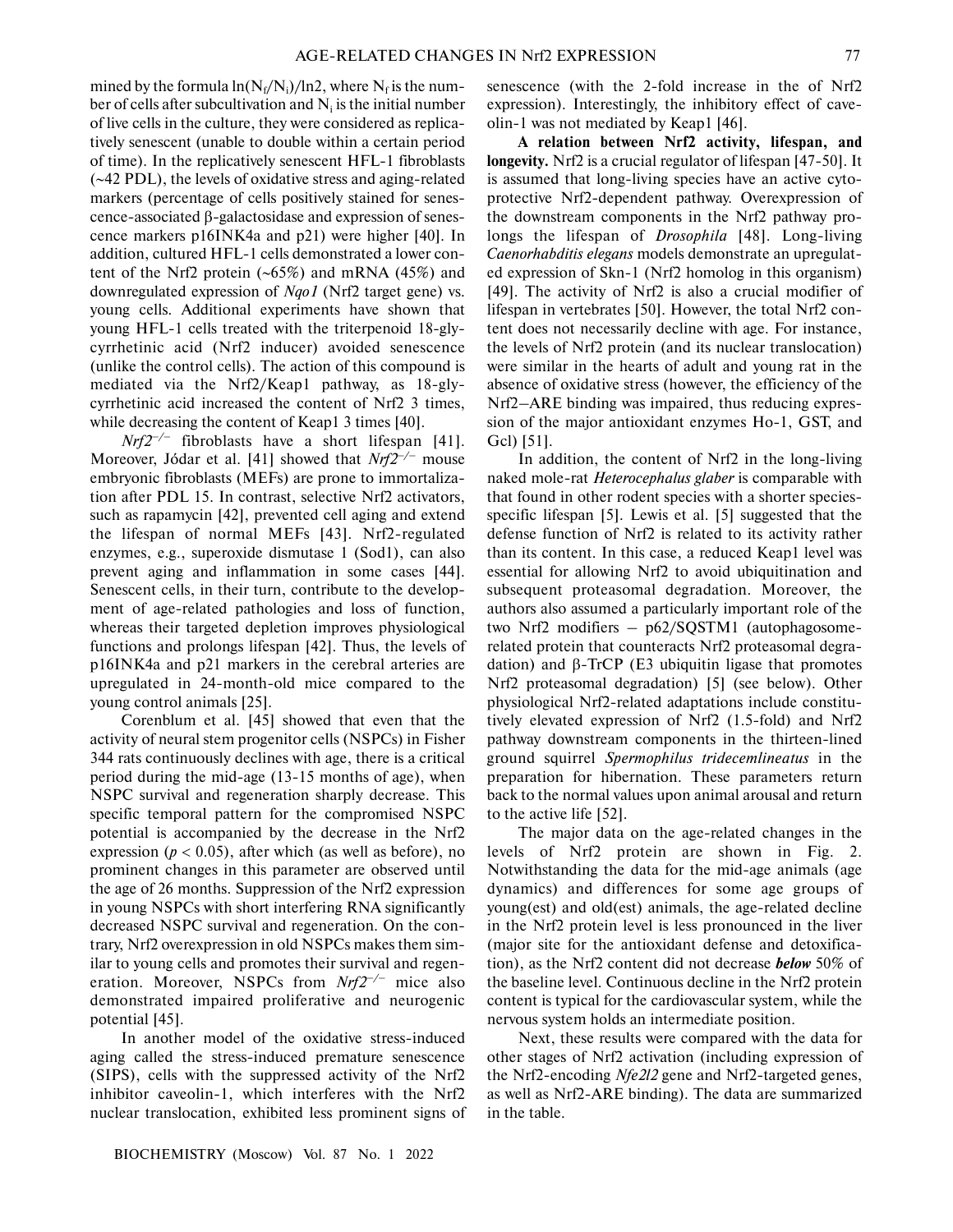mined by the formula $\ln(N_f/N_i)/\ln2$, where $N_f$ is the number of cells after subcultivation and $N_i$ is the initial number of live cells in the culture, they were considered as replicatively senescent (unable to double within a certain period of time). In the replicatively senescent HFL-1 fibroblasts (~42 PDL), the levels of oxidative stress and aging-related markers (percentage of cells positively stained for senescence-associated β-galactosidase and expression of senescence markers p16INK4a and p21) were higher [40]. In addition, cultured HFL-1 cells demonstrated a lower content of the Nrf2 protein (~65%) and mRNA (45%) and downregulated expression of *Nqo1* (Nrf2 target gene) vs. young cells. Additional experiments have shown that young HFL-1 cells treated with the triterpenoid 18-glycyrrhetinic acid (Nrf2 inducer) avoided senescence (unlike the control cells). The action of this compound is mediated via the Nrf2/Keap1 pathway, as 18-glycyrrhetinic acid increased the content of Nrf2 3 times, while decreasing the content of Keap1 3 times [40].

*Nrf2*$^{-/-}$ fibroblasts have a short lifespan [41]. Moreover, Jódar et al. [41] showed that *Nrf2*$^{-/-}$ mouse embryonic fibroblasts (MEFs) are prone to immortalization after PDL 15. In contrast, selective Nrf2 activators, such as rapamycin [42], prevented cell aging and extend the lifespan of normal MEFs [43]. Nrf2-regulated enzymes, e.g., superoxide dismutase 1 (Sod1), can also prevent aging and inflammation in some cases [44]. Senescent cells, in their turn, contribute to the development of age-related pathologies and loss of function, whereas their targeted depletion improves physiological functions and prolongs lifespan [42]. Thus, the levels of p16INK4a and p21 markers in the cerebral arteries are upregulated in 24-month-old mice compared to the young control animals [25].

Corenblum et al. [45] showed that even that the activity of neural stem progenitor cells (NSPCs) in Fisher 344 rats continuously declines with age, there is a critical period during the mid-age (13-15 months of age), when NSPC survival and regeneration sharply decrease. This specific temporal pattern for the compromised NSPC potential is accompanied by the decrease in the Nrf2 expression ($p < 0.05$), after which (as well as before), no prominent changes in this parameter are observed until the age of 26 months. Suppression of the Nrf2 expression in young NSPCs with short interfering RNA significantly decreased NSPC survival and regeneration. On the contrary, Nrf2 overexpression in old NSPCs makes them similar to young cells and promotes their survival and regeneration. Moreover, NSPCs from *Nrf2*$^{-/-}$ mice also demonstrated impaired proliferative and neurogenic potential [45].

In another model of the oxidative stress-induced aging called the stress-induced premature senescence (SIPS), cells with the suppressed activity of the Nrf2 inhibitor caveolin-1, which interferes with the Nrf2 nuclear translocation, exhibited less prominent signs of senescence (with the 2-fold increase in the of Nrf2 expression). Interestingly, the inhibitory effect of caveolin-1 was not mediated by Keap1 [46].

**A relation between Nrf2 activity, lifespan, and longevity.** Nrf2 is a crucial regulator of lifespan [47-50]. It is assumed that long-living species have an active cytoprotective Nrf2-dependent pathway. Overexpression of the downstream components in the Nrf2 pathway prolongs the lifespan of *Drosophila* [48]. Long-living *Caenorhabditis elegans* models demonstrate an upregulated expression of Skn-1 (Nrf2 homolog in this organism) [49]. The activity of Nrf2 is also a crucial modifier of lifespan in vertebrates [50]. However, the total Nrf2 content does not necessarily decline with age. For instance, the levels of Nrf2 protein (and its nuclear translocation) were similar in the hearts of adult and young rat in the absence of oxidative stress (however, the efficiency of the Nrf2–ARE binding was impaired, thus reducing expression of the major antioxidant enzymes Ho-1, GST, and Gcl) [51].

In addition, the content of Nrf2 in the long-living naked mole-rat *Heterocephalus glaber* is comparable with that found in other rodent species with a shorter species-specific lifespan [5]. Lewis et al. [5] suggested that the defense function of Nrf2 is related to its activity rather than its content. In this case, a reduced Keap1 level was essential for allowing Nrf2 to avoid ubiquitination and subsequent proteasomal degradation. Moreover, the authors also assumed a particularly important role of the two Nrf2 modifiers – p62/SQSTM1 (autophagosome-related protein that counteracts Nrf2 proteasomal degradation) and β-TrCP (E3 ubiquitin ligase that promotes Nrf2 proteasomal degradation) [5] (see below). Other physiological Nrf2-related adaptations include constitutively elevated expression of Nrf2 (1.5-fold) and Nrf2 pathway downstream components in the thirteen-lined ground squirrel *Spermophilus tridecemlineatus* in the preparation for hibernation. These parameters return back to the normal values upon animal arousal and return to the active life [52].

The major data on the age-related changes in the levels of Nrf2 protein are shown in Fig. 2. Notwithstanding the data for the mid-age animals (age dynamics) and differences for some age groups of young(est) and old(est) animals, the age-related decline in the Nrf2 protein level is less pronounced in the liver (major site for the antioxidant defense and detoxification), as the Nrf2 content did not decrease ***below*** 50% of the baseline level. Continuous decline in the Nrf2 protein content is typical for the cardiovascular system, while the nervous system holds an intermediate position.

Next, these results were compared with the data for other stages of Nrf2 activation (including expression of the Nrf2-encoding *Nfe2l2* gene and Nrf2-targeted genes, as well as Nrf2-ARE binding). The data are summarized in the table.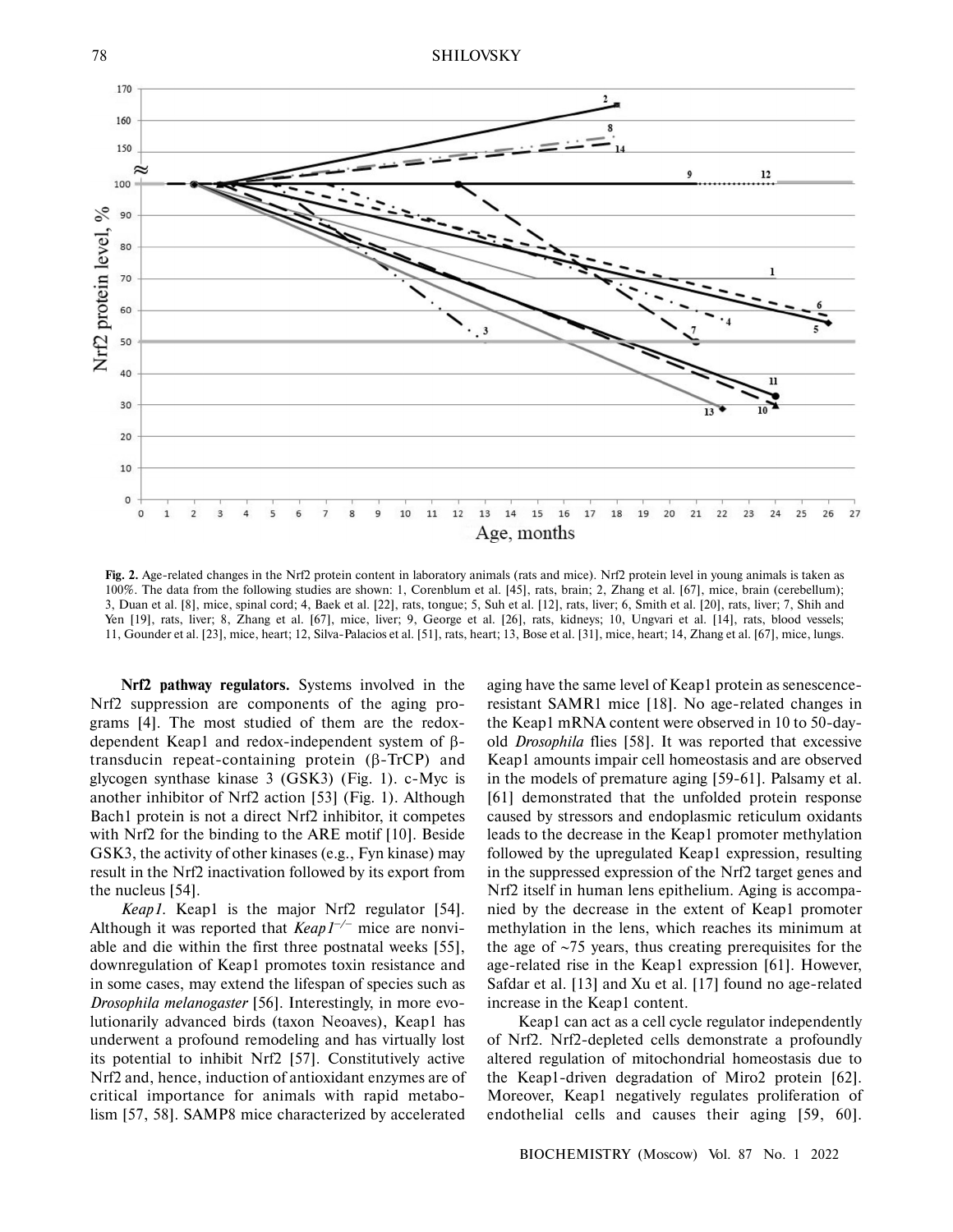**Fig. 2.** Age-related changes in the Nrf2 protein content in laboratory animals (rats and mice). Nrf2 protein level in young animals is taken as 100%. The data from the following studies are shown: 1, Corenblum et al. [45], rats, brain; 2, Zhang et al. [67], mice, brain (cerebellum); 3, Duan et al. [8], mice, spinal cord; 4, Baek et al. [22], rats, tongue; 5, Suh et al. [12], rats, liver; 6, Smith et al. [20], rats, liver; 7, Shih and Yen [19], rats, liver; 8, Zhang et al. [67], mice, liver; 9, George et al. [26], rats, kidneys; 10, Ungvari et al. [14], rats, blood vessels; 11, Gounder et al. [23], mice, heart; 12, Silva-Palacios et al. [51], rats, heart; 13, Bose et al. [31], mice, heart; 14, Zhang et al. [67], mice, lungs.

**Nrf2 pathway regulators.** Systems involved in the Nrf2 suppression are components of the aging programs [4]. The most studied of them are the redox-dependent Keap1 and redox-independent system of β-transducin repeat-containing protein (β-TrCP) and glycogen synthase kinase 3 (GSK3) (Fig. 1). c-Myc is another inhibitor of Nrf2 action [53] (Fig. 1). Although Bach1 protein is not a direct Nrf2 inhibitor, it competes with Nrf2 for the binding to the ARE motif [10]. Beside GSK3, the activity of other kinases (e.g., Fyn kinase) may result in the Nrf2 inactivation followed by its export from the nucleus [54].

*Keap1.* Keap1 is the major Nrf2 regulator [54]. Although it was reported that *Keap1*$^{-/-}$ mice are nonviable and die within the first three postnatal weeks [55], downregulation of Keap1 promotes toxin resistance and in some cases, may extend the lifespan of species such as *Drosophila melanogaster* [56]. Interestingly, in more evolutionarily advanced birds (taxon Neoaves), Keap1 has underwent a profound remodeling and has virtually lost its potential to inhibit Nrf2 [57]. Constitutively active Nrf2 and, hence, induction of antioxidant enzymes are of critical importance for animals with rapid metabolism [57, 58]. SAMP8 mice characterized by accelerated aging have the same level of Keap1 protein as senescence-resistant SAMR1 mice [18]. No age-related changes in the Keap1 mRNA content were observed in 10 to 50-day-old *Drosophila* flies [58]. It was reported that excessive Keap1 amounts impair cell homeostasis and are observed in the models of premature aging [59-61]. Palsamy et al. [61] demonstrated that the unfolded protein response caused by stressors and endoplasmic reticulum oxidants leads to the decrease in the Keap1 promoter methylation followed by the upregulated Keap1 expression, resulting in the suppressed expression of the Nrf2 target genes and Nrf2 itself in human lens epithelium. Aging is accompanied by the decrease in the extent of Keap1 promoter methylation in the lens, which reaches its minimum at the age of ~75 years, thus creating prerequisites for the age-related rise in the Keap1 expression [61]. However, Safdar et al. [13] and Xu et al. [17] found no age-related increase in the Keap1 content.

Keap1 can act as a cell cycle regulator independently of Nrf2. Nrf2-depleted cells demonstrate a profoundly altered regulation of mitochondrial homeostasis due to the Keap1-driven degradation of Miro2 protein [62]. Moreover, Keap1 negatively regulates proliferation of endothelial cells and causes their aging [59, 60].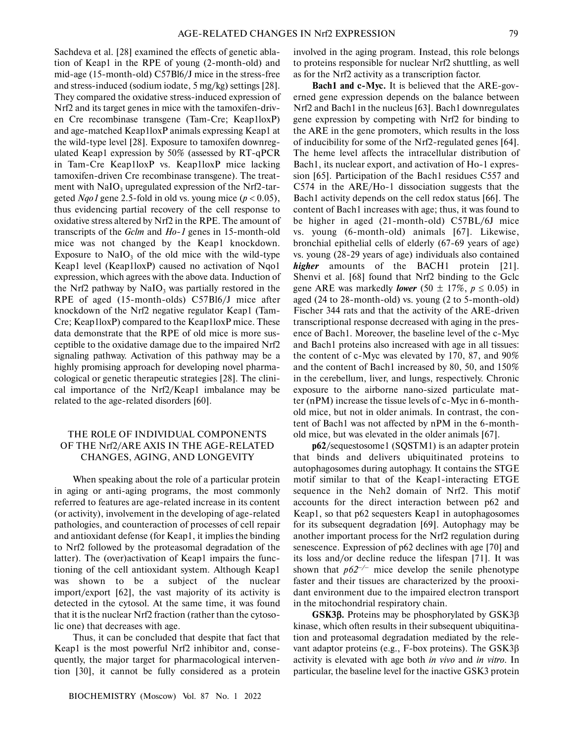Sachdeva et al. [28] examined the effects of genetic ablation of Keap1 in the RPE of young (2-month-old) and mid-age (15-month-old) C57Bl6/J mice in the stress-free and stress-induced (sodium iodate, 5 mg/kg) settings [28]. They compared the oxidative stress-induced expression of Nrf2 and its target genes in mice with the tamoxifen-driven Cre recombinase transgene (Tam-Cre; Keap1loxP) and age-matched Keap1loxP animals expressing Keap1 at the wild-type level [28]. Exposure to tamoxifen downregulated Keap1 expression by 50% (assessed by RT-qPCR in Tam-Cre Keap1loxP vs. Keap1loxP mice lacking tamoxifen-driven Cre recombinase transgene). The treatment with $NaIO_3$ upregulated expression of the Nrf2-targeted *Nqo1* gene 2.5-fold in old vs. young mice ($p < 0.05$), thus evidencing partial recovery of the cell response to oxidative stress altered by Nrf2 in the RPE. The amount of transcripts of the *Gclm* and *Ho-1* genes in 15-month-old mice was not changed by the Keap1 knockdown. Exposure to $NaIO_3$ of the old mice with the wild-type Keap1 level (Keap1loxP) caused no activation of Nqo1 expression, which agrees with the above data. Induction of the Nrf2 pathway by $NaIO_3$ was partially restored in the RPE of aged (15-month-olds) C57Bl6/J mice after knockdown of the Nrf2 negative regulator Keap1 (Tam-Cre; Keap1loxP) compared to the Keap1loxP mice. These data demonstrate that the RPE of old mice is more susceptible to the oxidative damage due to the impaired Nrf2 signaling pathway. Activation of this pathway may be a highly promising approach for developing novel pharmacological or genetic therapeutic strategies [28]. The clinical importance of the Nrf2/Keap1 imbalance may be related to the age-related disorders [60].

## THE ROLE OF INDIVIDUAL COMPONENTS OF THE Nrf2/ARE AXIS IN THE AGE-RELATED CHANGES, AGING, AND LONGEVITY

When speaking about the role of a particular protein in aging or anti-aging programs, the most commonly referred to features are age-related increase in its content (or activity), involvement in the developing of age-related pathologies, and counteraction of processes of cell repair and antioxidant defense (for Keap1, it implies the binding to Nrf2 followed by the proteasomal degradation of the latter). The (over)activation of Keap1 impairs the functioning of the cell antioxidant system. Although Keap1 was shown to be a subject of the nuclear import/export [62], the vast majority of its activity is detected in the cytosol. At the same time, it was found that it is the nuclear Nrf2 fraction (rather than the cytosolic one) that decreases with age.

Thus, it can be concluded that despite that fact that Keap1 is the most powerful Nrf2 inhibitor and, consequently, the major target for pharmacological intervention [30], it cannot be fully considered as a protein involved in the aging program. Instead, this role belongs to proteins responsible for nuclear Nrf2 shuttling, as well as for the Nrf2 activity as a transcription factor.

**Bach1 and c-Myc.** It is believed that the ARE-governed gene expression depends on the balance between Nrf2 and Bach1 in the nucleus [63]. Bach1 downregulates gene expression by competing with Nrf2 for binding to the ARE in the gene promoters, which results in the loss of inducibility for some of the Nrf2-regulated genes [64]. The heme level affects the intracellular distribution of Bach1, its nuclear export, and activation of Ho-1 expression [65]. Participation of the Bach1 residues C557 and C574 in the ARE/Ho-1 dissociation suggests that the Bach1 activity depends on the cell redox status [66]. The content of Bach1 increases with age; thus, it was found to be higher in aged (21-month-old) C57BL/6J mice vs. young (6-month-old) animals [67]. Likewise, bronchial epithelial cells of elderly (67-69 years of age) vs. young (28-29 years of age) individuals also contained ***higher*** amounts of the BACH1 protein [21]. Shenvi et al. [68] found that Nrf2 binding to the Gclc gene ARE was markedly ***lower*** ($50 \pm 17\%$, $p \leq 0.05$) in aged (24 to 28-month-old) vs. young (2 to 5-month-old) Fischer 344 rats and that the activity of the ARE-driven transcriptional response decreased with aging in the presence of Bach1. Moreover, the baseline level of the c-Myc and Bach1 proteins also increased with age in all tissues: the content of c-Myc was elevated by 170, 87, and 90% and the content of Bach1 increased by 80, 50, and 150% in the cerebellum, liver, and lungs, respectively. Chronic exposure to the airborne nano-sized particulate matter (nPM) increase the tissue levels of c-Myc in 6-month-old mice, but not in older animals. In contrast, the content of Bach1 was not affected by nPM in the 6-month-old mice, but was elevated in the older animals [67].

**p62**/sequestosome1 (SQSTM1) is an adapter protein that binds and delivers ubiquitinated proteins to autophagosomes during autophagy. It contains the STGE motif similar to that of the Keap1-interacting ETGE sequence in the Neh2 domain of Nrf2. This motif accounts for the direct interaction between p62 and Keap1, so that p62 sequesters Keap1 in autophagosomes for its subsequent degradation [69]. Autophagy may be another important process for the Nrf2 regulation during senescence. Expression of p62 declines with age [70] and its loss and/or decline reduce the lifespan [71]. It was shown that $p62^{-/-}$ mice develop the senile phenotype faster and their tissues are characterized by the prooxidant environment due to the impaired electron transport in the mitochondrial respiratory chain.

**GSK3β.** Proteins may be phosphorylated by GSK3β kinase, which often results in their subsequent ubiquitination and proteasomal degradation mediated by the relevant adaptor proteins (e.g., F-box proteins). The GSK3β activity is elevated with age both *in vivo* and *in vitro*. In particular, the baseline level for the inactive GSK3 protein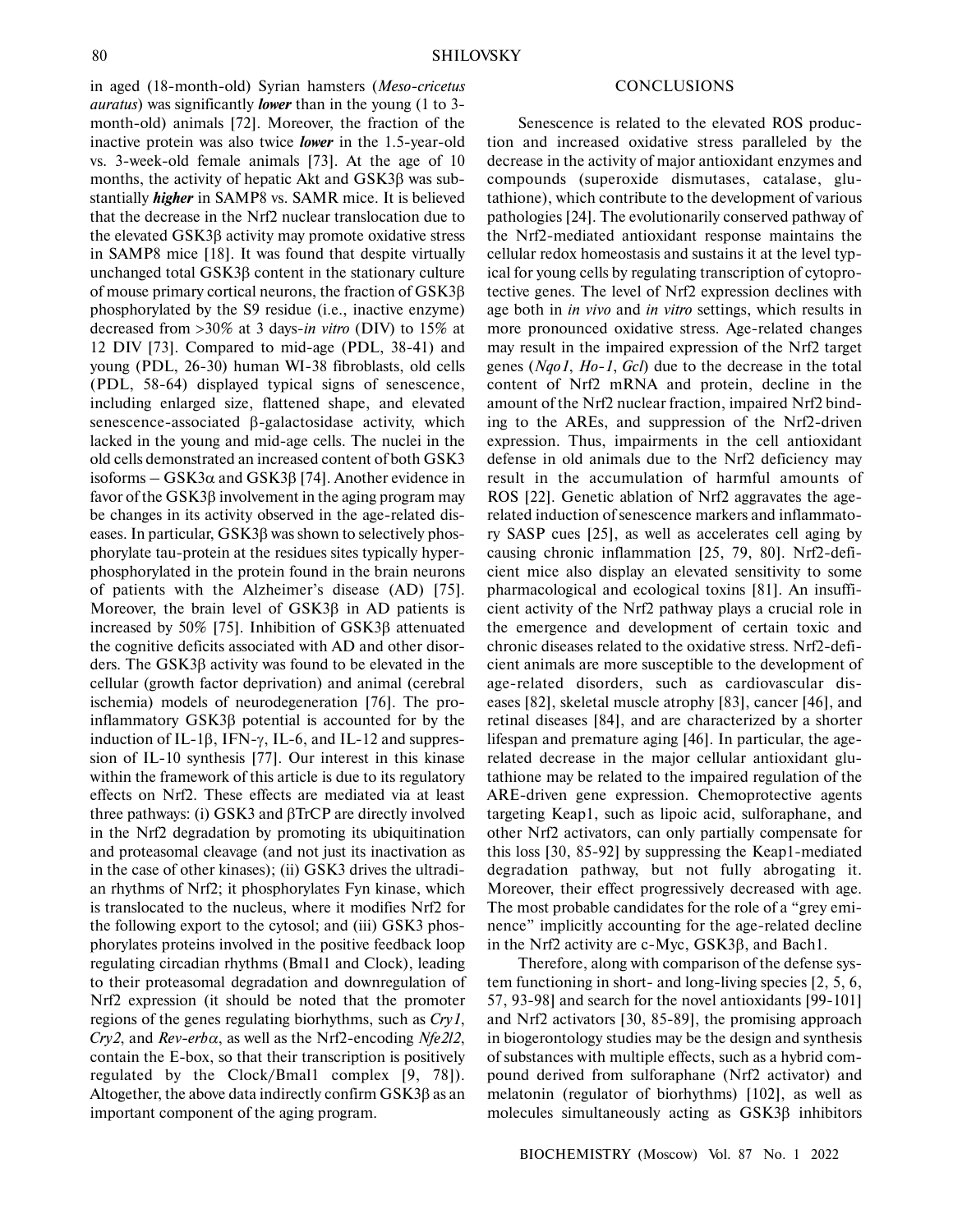in aged (18-month-old) Syrian hamsters (*Meso-cricetus auratus*) was significantly ***lower*** than in the young (1 to 3-month-old) animals [72]. Moreover, the fraction of the inactive protein was also twice ***lower*** in the 1.5-year-old vs. 3-week-old female animals [73]. At the age of 10 months, the activity of hepatic Akt and GSK3β was substantially ***higher*** in SAMP8 vs. SAMR mice. It is believed that the decrease in the Nrf2 nuclear translocation due to the elevated GSK3β activity may promote oxidative stress in SAMP8 mice [18]. It was found that despite virtually unchanged total GSK3β content in the stationary culture of mouse primary cortical neurons, the fraction of GSK3β phosphorylated by the S9 residue (i.e., inactive enzyme) decreased from >30% at 3 days-*in vitro* (DIV) to 15% at 12 DIV [73]. Compared to mid-age (PDL, 38-41) and young (PDL, 26-30) human WI-38 fibroblasts, old cells (PDL, 58-64) displayed typical signs of senescence, including enlarged size, flattened shape, and elevated senescence-associated β-galactosidase activity, which lacked in the young and mid-age cells. The nuclei in the old cells demonstrated an increased content of both GSK3 isoforms – GSK3α and GSK3β [74]. Another evidence in favor of the GSK3β involvement in the aging program may be changes in its activity observed in the age-related diseases. In particular, GSK3β was shown to selectively phosphorylate tau-protein at the residues sites typically hyperphosphorylated in the protein found in the brain neurons of patients with the Alzheimer's disease (AD) [75]. Moreover, the brain level of GSK3β in AD patients is increased by 50% [75]. Inhibition of GSK3β attenuated the cognitive deficits associated with AD and other disorders. The GSK3β activity was found to be elevated in the cellular (growth factor deprivation) and animal (cerebral ischemia) models of neurodegeneration [76]. The proinflammatory GSK3β potential is accounted for by the induction of IL-1β, IFN-γ, IL-6, and IL-12 and suppression of IL-10 synthesis [77]. Our interest in this kinase within the framework of this article is due to its regulatory effects on Nrf2. These effects are mediated via at least three pathways: (i) GSK3 and βTrCP are directly involved in the Nrf2 degradation by promoting its ubiquitination and proteasomal cleavage (and not just its inactivation as in the case of other kinases); (ii) GSK3 drives the ultradian rhythms of Nrf2; it phosphorylates Fyn kinase, which is translocated to the nucleus, where it modifies Nrf2 for the following export to the cytosol; and (iii) GSK3 phosphorylates proteins involved in the positive feedback loop regulating circadian rhythms (Bmal1 and Clock), leading to their proteasomal degradation and downregulation of Nrf2 expression (it should be noted that the promoter regions of the genes regulating biorhythms, such as *Cry1*, *Cry2*, and *Rev-erbα*, as well as the Nrf2-encoding *Nfe2l2*, contain the E-box, so that their transcription is positively regulated by the Clock/Bmal1 complex [9, 78]). Altogether, the above data indirectly confirm GSK3β as an important component of the aging program.

## CONCLUSIONS

Senescence is related to the elevated ROS production and increased oxidative stress paralleled by the decrease in the activity of major antioxidant enzymes and compounds (superoxide dismutases, catalase, glutathione), which contribute to the development of various pathologies [24]. The evolutionarily conserved pathway of the Nrf2-mediated antioxidant response maintains the cellular redox homeostasis and sustains it at the level typical for young cells by regulating transcription of cytoprotective genes. The level of Nrf2 expression declines with age both in *in vivo* and *in vitro* settings, which results in more pronounced oxidative stress. Age-related changes may result in the impaired expression of the Nrf2 target genes (*Nqo1*, *Ho-1*, *Gcl*) due to the decrease in the total content of Nrf2 mRNA and protein, decline in the amount of the Nrf2 nuclear fraction, impaired Nrf2 binding to the AREs, and suppression of the Nrf2-driven expression. Thus, impairments in the cell antioxidant defense in old animals due to the Nrf2 deficiency may result in the accumulation of harmful amounts of ROS [22]. Genetic ablation of Nrf2 aggravates the age-related induction of senescence markers and inflammatory SASP cues [25], as well as accelerates cell aging by causing chronic inflammation [25, 79, 80]. Nrf2-deficient mice also display an elevated sensitivity to some pharmacological and ecological toxins [81]. An insufficient activity of the Nrf2 pathway plays a crucial role in the emergence and development of certain toxic and chronic diseases related to the oxidative stress. Nrf2-deficient animals are more susceptible to the development of age-related disorders, such as cardiovascular diseases [82], skeletal muscle atrophy [83], cancer [46], and retinal diseases [84], and are characterized by a shorter lifespan and premature aging [46]. In particular, the age-related decrease in the major cellular antioxidant glutathione may be related to the impaired regulation of the ARE-driven gene expression. Chemoprotective agents targeting Keap1, such as lipoic acid, sulforaphane, and other Nrf2 activators, can only partially compensate for this loss [30, 85-92] by suppressing the Keap1-mediated degradation pathway, but not fully abrogating it. Moreover, their effect progressively decreased with age. The most probable candidates for the role of a "grey eminence" implicitly accounting for the age-related decline in the Nrf2 activity are c-Myc, GSK3β, and Bach1.

Therefore, along with comparison of the defense system functioning in short- and long-living species [2, 5, 6, 57, 93-98] and search for the novel antioxidants [99-101] and Nrf2 activators [30, 85-89], the promising approach in biogerontology studies may be the design and synthesis of substances with multiple effects, such as a hybrid compound derived from sulforaphane (Nrf2 activator) and melatonin (regulator of biorhythms) [102], as well as molecules simultaneously acting as GSK3β inhibitors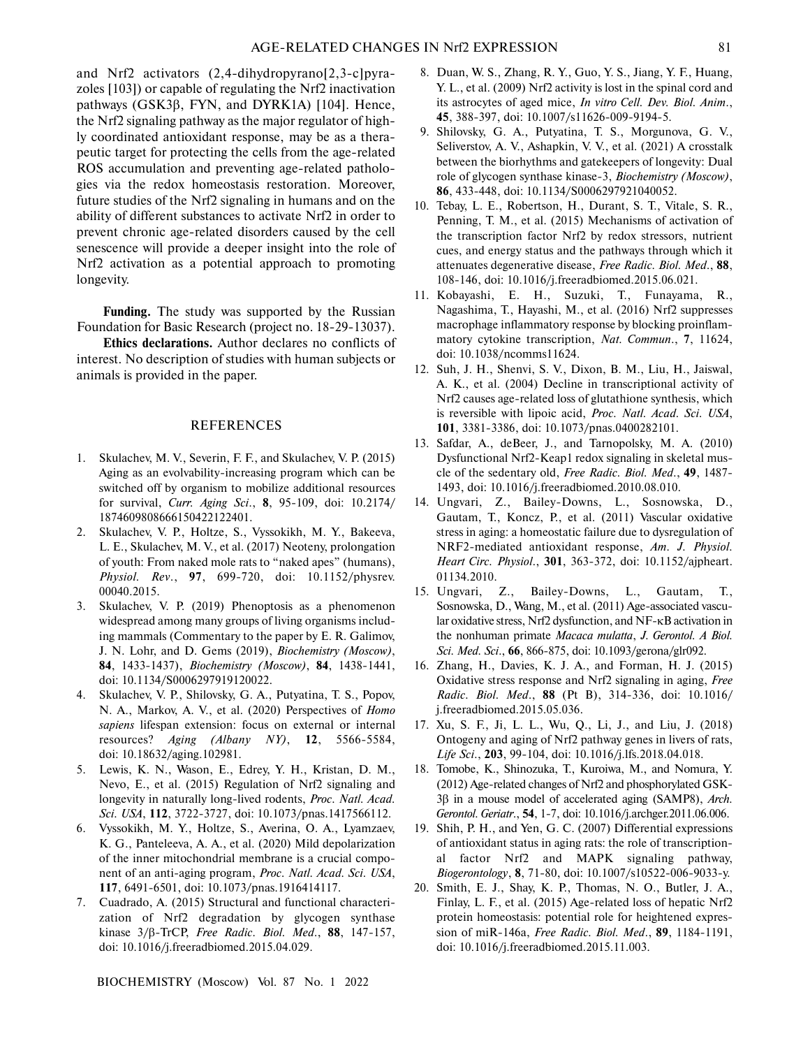and Nrf2 activators (2,4-dihydropyrano[2,3-c]pyrazoles [103]) or capable of regulating the Nrf2 inactivation pathways (GSK3β, FYN, and DYRK1A) [104]. Hence, the Nrf2 signaling pathway as the major regulator of highly coordinated antioxidant response, may be as a therapeutic target for protecting the cells from the age-related ROS accumulation and preventing age-related pathologies via the redox homeostasis restoration. Moreover, future studies of the Nrf2 signaling in humans and on the ability of different substances to activate Nrf2 in order to prevent chronic age-related disorders caused by the cell senescence will provide a deeper insight into the role of Nrf2 activation as a potential approach to promoting longevity.

**Funding.** The study was supported by the Russian Foundation for Basic Research (project no. 18-29-13037).

**Ethics declarations.** Author declares no conflicts of interest. No description of studies with human subjects or animals is provided in the paper.

## REFERENCES

1. Skulachev, M. V., Severin, F. F., and Skulachev, V. P. (2015) Aging as an evolvability-increasing program which can be switched off by organism to mobilize additional resources for survival, *Curr. Aging Sci.*, **8**, 95-109, doi: 10.2174/1874609808666150422122401.
2. Skulachev, V. P., Holtze, S., Vyssokikh, M. Y., Bakeeva, L. E., Skulachev, M. V., et al. (2017) Neoteny, prolongation of youth: From naked mole rats to "naked apes" (humans), *Physiol. Rev.*, **97**, 699-720, doi: 10.1152/physrev.00040.2015.
3. Skulachev, V. P. (2019) Phenoptosis as a phenomenon widespread among many groups of living organisms including mammals (Commentary to the paper by E. R. Galimov, J. N. Lohr, and D. Gems (2019), *Biochemistry (Moscow)*, **84**, 1433-1437), *Biochemistry (Moscow)*, **84**, 1438-1441, doi: 10.1134/S0006297919120022.
4. Skulachev, V. P., Shilovsky, G. A., Putyatina, T. S., Popov, N. A., Markov, A. V., et al. (2020) Perspectives of *Homo sapiens* lifespan extension: focus on external or internal resources? *Aging (Albany NY)*, **12**, 5566-5584, doi: 10.18632/aging.102981.
5. Lewis, K. N., Wason, E., Edrey, Y. H., Kristan, D. M., Nevo, E., et al. (2015) Regulation of Nrf2 signaling and longevity in naturally long-lived rodents, *Proc. Natl. Acad. Sci. USA*, **112**, 3722-3727, doi: 10.1073/pnas.1417566112.
6. Vyssokikh, M. Y., Holtze, S., Averina, O. A., Lyamzaev, K. G., Panteleeva, A. A., et al. (2020) Mild depolarization of the inner mitochondrial membrane is a crucial component of an anti-aging program, *Proc. Natl. Acad. Sci. USA*, **117**, 6491-6501, doi: 10.1073/pnas.1916414117.
7. Cuadrado, A. (2015) Structural and functional characterization of Nrf2 degradation by glycogen synthase kinase 3/β-TrCP, *Free Radic. Biol. Med.*, **88**, 147-157, doi: 10.1016/j.freeradbiomed.2015.04.029.
8. Duan, W. S., Zhang, R. Y., Guo, Y. S., Jiang, Y. F., Huang, Y. L., et al. (2009) Nrf2 activity is lost in the spinal cord and its astrocytes of aged mice, *In vitro Cell. Dev. Biol. Anim.*, **45**, 388-397, doi: 10.1007/s11626-009-9194-5.
9. Shilovsky, G. A., Putyatina, T. S., Morgunova, G. V., Seliverstov, A. V., Ashapkin, V. V., et al. (2021) A crosstalk between the biorhythms and gatekeepers of longevity: Dual role of glycogen synthase kinase-3, *Biochemistry (Moscow)*, **86**, 433-448, doi: 10.1134/S0006297921040052.
10. Tebay, L. E., Robertson, H., Durant, S. T., Vitale, S. R., Penning, T. M., et al. (2015) Mechanisms of activation of the transcription factor Nrf2 by redox stressors, nutrient cues, and energy status and the pathways through which it attenuates degenerative disease, *Free Radic. Biol. Med.*, **88**, 108-146, doi: 10.1016/j.freeradbiomed.2015.06.021.
11. Kobayashi, E. H., Suzuki, T., Funayama, R., Nagashima, T., Hayashi, M., et al. (2016) Nrf2 suppresses macrophage inflammatory response by blocking proinflammatory cytokine transcription, *Nat. Commun.*, **7**, 11624, doi: 10.1038/ncomms11624.
12. Suh, J. H., Shenvi, S. V., Dixon, B. M., Liu, H., Jaiswal, A. K., et al. (2004) Decline in transcriptional activity of Nrf2 causes age-related loss of glutathione synthesis, which is reversible with lipoic acid, *Proc. Natl. Acad. Sci. USA*, **101**, 3381-3386, doi: 10.1073/pnas.0400282101.
13. Safdar, A., deBeer, J., and Tarnopolsky, M. A. (2010) Dysfunctional Nrf2-Keap1 redox signaling in skeletal muscle of the sedentary old, *Free Radic. Biol. Med.*, **49**, 1487-1493, doi: 10.1016/j.freeradbiomed.2010.08.010.
14. Ungvari, Z., Bailey-Downs, L., Sosnowska, D., Gautam, T., Koncz, P., et al. (2011) Vascular oxidative stress in aging: a homeostatic failure due to dysregulation of NRF2-mediated antioxidant response, *Am. J. Physiol. Heart Circ. Physiol.*, **301**, 363-372, doi: 10.1152/ajpheart.01134.2010.
15. Ungvari, Z., Bailey-Downs, L., Gautam, T., Sosnowska, D., Wang, M., et al. (2011) Age-associated vascular oxidative stress, Nrf2 dysfunction, and NF-κB activation in the nonhuman primate *Macaca mulatta*, *J. Gerontol. A Biol. Sci. Med. Sci.*, **66**, 866-875, doi: 10.1093/gerona/glr092.
16. Zhang, H., Davies, K. J. A., and Forman, H. J. (2015) Oxidative stress response and Nrf2 signaling in aging, *Free Radic. Biol. Med.*, **88** (Pt B), 314-336, doi: 10.1016/j.freeradbiomed.2015.05.036.
17. Xu, S. F., Ji, L. L., Wu, Q., Li, J., and Liu, J. (2018) Ontogeny and aging of Nrf2 pathway genes in livers of rats, *Life Sci.*, **203**, 99-104, doi: 10.1016/j.lfs.2018.04.018.
18. Tomobe, K., Shinozuka, T., Kuroiwa, M., and Nomura, Y. (2012) Age-related changes of Nrf2 and phosphorylated GSK-3β in a mouse model of accelerated aging (SAMP8), *Arch. Gerontol. Geriatr.*, **54**, 1-7, doi: 10.1016/j.archger.2011.06.006.
19. Shih, P. H., and Yen, G. C. (2007) Differential expressions of antioxidant status in aging rats: the role of transcriptional factor Nrf2 and MAPK signaling pathway, *Biogerontology*, **8**, 71-80, doi: 10.1007/s10522-006-9033-y.
20. Smith, E. J., Shay, K. P., Thomas, N. O., Butler, J. A., Finlay, L. F., et al. (2015) Age-related loss of hepatic Nrf2 protein homeostasis: potential role for heightened expression of miR-146a, *Free Radic. Biol. Med.*, **89**, 1184-1191, doi: 10.1016/j.freeradbiomed.2015.11.003.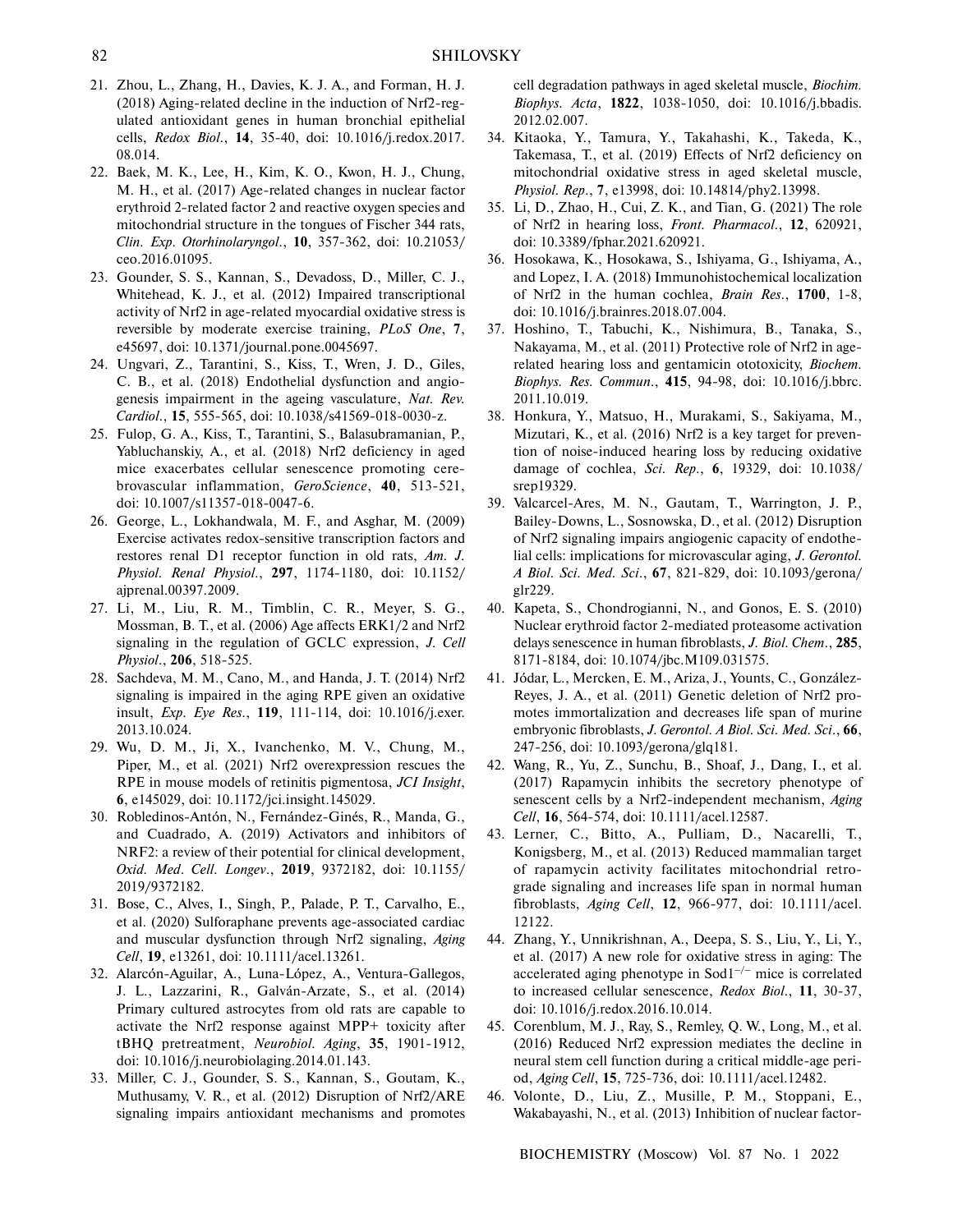21. Zhou, L., Zhang, H., Davies, K. J. A., and Forman, H. J. (2018) Aging-related decline in the induction of Nrf2-regulated antioxidant genes in human bronchial epithelial cells, *Redox Biol.*, **14**, 35-40, doi: 10.1016/j.redox.2017.08.014.
22. Baek, M. K., Lee, H., Kim, K. O., Kwon, H. J., Chung, M. H., et al. (2017) Age-related changes in nuclear factor erythroid 2-related factor 2 and reactive oxygen species and mitochondrial structure in the tongues of Fischer 344 rats, *Clin. Exp. Otorhinolaryngol.*, **10**, 357-362, doi: 10.21053/ceo.2016.01095.
23. Gounder, S. S., Kannan, S., Devadoss, D., Miller, C. J., Whitehead, K. J., et al. (2012) Impaired transcriptional activity of Nrf2 in age-related myocardial oxidative stress is reversible by moderate exercise training, *PLoS One*, **7**, e45697, doi: 10.1371/journal.pone.0045697.
24. Ungvari, Z., Tarantini, S., Kiss, T., Wren, J. D., Giles, C. B., et al. (2018) Endothelial dysfunction and angiogenesis impairment in the ageing vasculature, *Nat. Rev. Cardiol.*, **15**, 555-565, doi: 10.1038/s41569-018-0030-z.
25. Fulop, G. A., Kiss, T., Tarantini, S., Balasubramanian, P., Yabluchanskiy, A., et al. (2018) Nrf2 deficiency in aged mice exacerbates cellular senescence promoting cerebrovascular inflammation, *GeroScience*, **40**, 513-521, doi: 10.1007/s11357-018-0047-6.
26. George, L., Lokhandwala, M. F., and Asghar, M. (2009) Exercise activates redox-sensitive transcription factors and restores renal D1 receptor function in old rats, *Am. J. Physiol. Renal Physiol.*, **297**, 1174-1180, doi: 10.1152/ajprenal.00397.2009.
27. Li, M., Liu, R. M., Timblin, C. R., Meyer, S. G., Mossman, B. T., et al. (2006) Age affects ERK1/2 and Nrf2 signaling in the regulation of GCLC expression, *J. Cell Physiol.*, **206**, 518-525.
28. Sachdeva, M. M., Cano, M., and Handa, J. T. (2014) Nrf2 signaling is impaired in the aging RPE given an oxidative insult, *Exp. Eye Res.*, **119**, 111-114, doi: 10.1016/j.exer.2013.10.024.
29. Wu, D. M., Ji, X., Ivanchenko, M. V., Chung, M., Piper, M., et al. (2021) Nrf2 overexpression rescues the RPE in mouse models of retinitis pigmentosa, *JCI Insight*, **6**, e145029, doi: 10.1172/jci.insight.145029.
30. Robledinos-Antón, N., Fernández-Ginés, R., Manda, G., and Cuadrado, A. (2019) Activators and inhibitors of NRF2: a review of their potential for clinical development, *Oxid. Med. Cell. Longev.*, **2019**, 9372182, doi: 10.1155/2019/9372182.
31. Bose, C., Alves, I., Singh, P., Palade, P. T., Carvalho, E., et al. (2020) Sulforaphane prevents age-associated cardiac and muscular dysfunction through Nrf2 signaling, *Aging Cell*, **19**, e13261, doi: 10.1111/acel.13261.
32. Alarcón-Aguilar, A., Luna-López, A., Ventura-Gallegos, J. L., Lazzarini, R., Galván-Arzate, S., et al. (2014) Primary cultured astrocytes from old rats are capable to activate the Nrf2 response against MPP+ toxicity after tBHQ pretreatment, *Neurobiol. Aging*, **35**, 1901-1912, doi: 10.1016/j.neurobiolaging.2014.01.143.
33. Miller, C. J., Gounder, S. S., Kannan, S., Goutam, K., Muthusamy, V. R., et al. (2012) Disruption of Nrf2/ARE signaling impairs antioxidant mechanisms and promotes cell degradation pathways in aged skeletal muscle, *Biochim. Biophys. Acta*, **1822**, 1038-1050, doi: 10.1016/j.bbadis.2012.02.007.
34. Kitaoka, Y., Tamura, Y., Takahashi, K., Takeda, K., Takemasa, T., et al. (2019) Effects of Nrf2 deficiency on mitochondrial oxidative stress in aged skeletal muscle, *Physiol. Rep.*, **7**, e13998, doi: 10.14814/phy2.13998.
35. Li, D., Zhao, H., Cui, Z. K., and Tian, G. (2021) The role of Nrf2 in hearing loss, *Front. Pharmacol.*, **12**, 620921, doi: 10.3389/fphar.2021.620921.
36. Hosokawa, K., Hosokawa, S., Ishiyama, G., Ishiyama, A., and Lopez, I. A. (2018) Immunohistochemical localization of Nrf2 in the human cochlea, *Brain Res.*, **1700**, 1-8, doi: 10.1016/j.brainres.2018.07.004.
37. Hoshino, T., Tabuchi, K., Nishimura, B., Tanaka, S., Nakayama, M., et al. (2011) Protective role of Nrf2 in age-related hearing loss and gentamicin ototoxicity, *Biochem. Biophys. Res. Commun.*, **415**, 94-98, doi: 10.1016/j.bbrc.2011.10.019.
38. Honkura, Y., Matsuo, H., Murakami, S., Sakiyama, M., Mizutari, K., et al. (2016) Nrf2 is a key target for prevention of noise-induced hearing loss by reducing oxidative damage of cochlea, *Sci. Rep.*, **6**, 19329, doi: 10.1038/srep19329.
39. Valcarcel-Ares, M. N., Gautam, T., Warrington, J. P., Bailey-Downs, L., Sosnowska, D., et al. (2012) Disruption of Nrf2 signaling impairs angiogenic capacity of endothelial cells: implications for microvascular aging, *J. Gerontol. A Biol. Sci. Med. Sci.*, **67**, 821-829, doi: 10.1093/gerona/glr229.
40. Kapeta, S., Chondrogianni, N., and Gonos, E. S. (2010) Nuclear erythroid factor 2-mediated proteasome activation delays senescence in human fibroblasts, *J. Biol. Chem.*, **285**, 8171-8184, doi: 10.1074/jbc.M109.031575.
41. Jódar, L., Mercken, E. M., Ariza, J., Younts, C., González-Reyes, J. A., et al. (2011) Genetic deletion of Nrf2 promotes immortalization and decreases life span of murine embryonic fibroblasts, *J. Gerontol. A Biol. Sci. Med. Sci.*, **66**, 247-256, doi: 10.1093/gerona/glq181.
42. Wang, R., Yu, Z., Sunchu, B., Shoaf, J., Dang, I., et al. (2017) Rapamycin inhibits the secretory phenotype of senescent cells by a Nrf2-independent mechanism, *Aging Cell*, **16**, 564-574, doi: 10.1111/acel.12587.
43. Lerner, C., Bitto, A., Pulliam, D., Nacarelli, T., Konigsberg, M., et al. (2013) Reduced mammalian target of rapamycin activity facilitates mitochondrial retrograde signaling and increases life span in normal human fibroblasts, *Aging Cell*, **12**, 966-977, doi: 10.1111/acel.12122.
44. Zhang, Y., Unnikrishnan, A., Deepa, S. S., Liu, Y., Li, Y., et al. (2017) A new role for oxidative stress in aging: The accelerated aging phenotype in Sod1$^{-/-}$ mice is correlated to increased cellular senescence, *Redox Biol.*, **11**, 30-37, doi: 10.1016/j.redox.2016.10.014.
45. Corenblum, M. J., Ray, S., Remley, Q. W., Long, M., et al. (2016) Reduced Nrf2 expression mediates the decline in neural stem cell function during a critical middle-age period, *Aging Cell*, **15**, 725-736, doi: 10.1111/acel.12482.
46. Volonte, D., Liu, Z., Musille, P. M., Stoppani, E., Wakabayashi, N., et al. (2013) Inhibition of nuclear factor-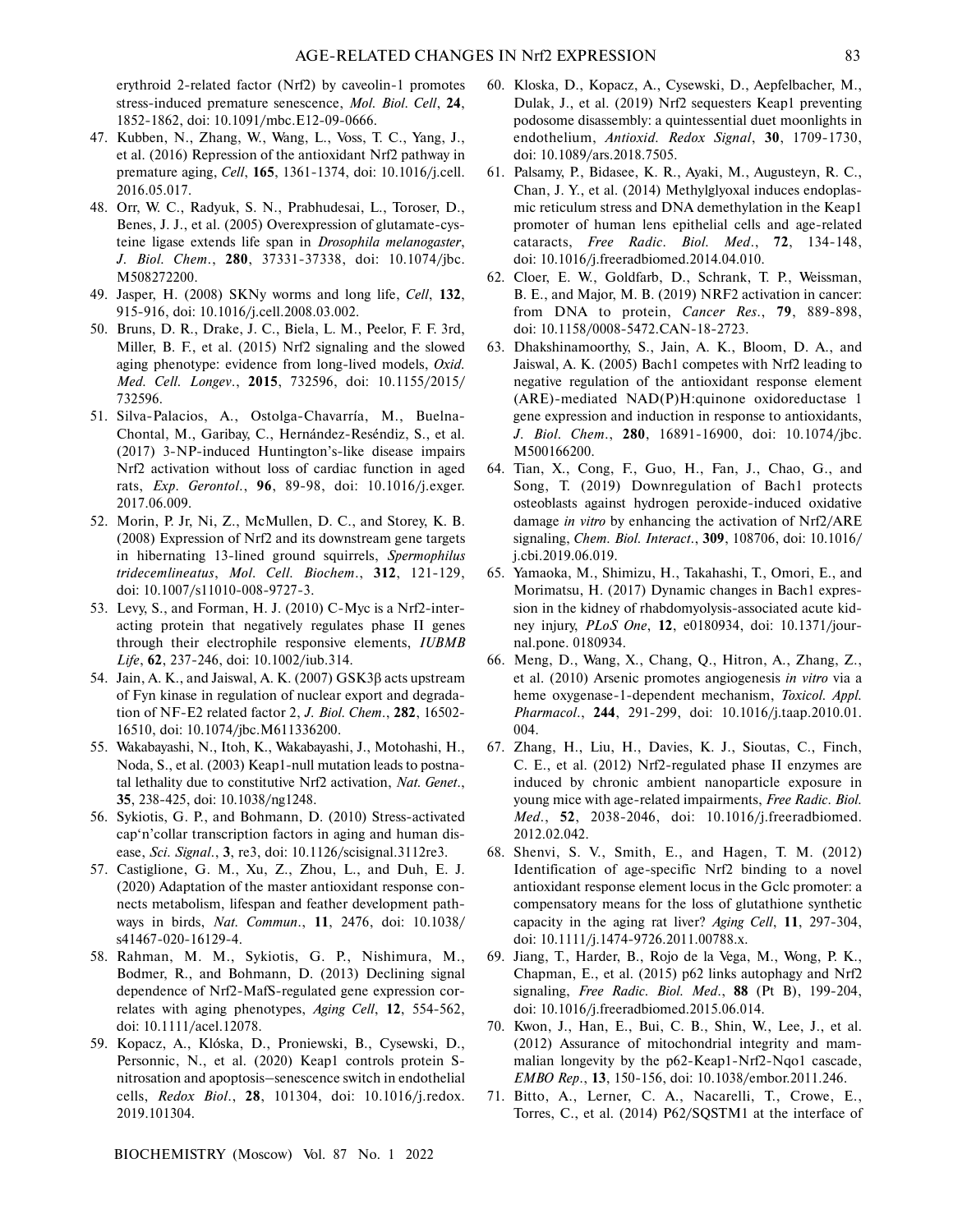erythroid 2-related factor (Nrf2) by caveolin-1 promotes stress-induced premature senescence, *Mol. Biol. Cell*, **24**, 1852-1862, doi: 10.1091/mbc.E12-09-0666.

47. Kubben, N., Zhang, W., Wang, L., Voss, T. C., Yang, J., et al. (2016) Repression of the antioxidant Nrf2 pathway in premature aging, *Cell*, **165**, 1361-1374, doi: 10.1016/j.cell.2016.05.017.
48. Orr, W. C., Radyuk, S. N., Prabhudesai, L., Toroser, D., Benes, J. J., et al. (2005) Overexpression of glutamate-cysteine ligase extends life span in *Drosophila melanogaster*, *J. Biol. Chem.*, **280**, 37331-37338, doi: 10.1074/jbc.M508272200.
49. Jasper, H. (2008) SKNy worms and long life, *Cell*, **132**, 915-916, doi: 10.1016/j.cell.2008.03.002.
50. Bruns, D. R., Drake, J. C., Biela, L. M., Peelor, F. F. 3rd, Miller, B. F., et al. (2015) Nrf2 signaling and the slowed aging phenotype: evidence from long-lived models, *Oxid. Med. Cell. Longev.*, **2015**, 732596, doi: 10.1155/2015/732596.
51. Silva-Palacios, A., Ostolga-Chavarría, M., Buelna-Chontal, M., Garibay, C., Hernández-Reséndiz, S., et al. (2017) 3-NP-induced Huntington's-like disease impairs Nrf2 activation without loss of cardiac function in aged rats, *Exp. Gerontol.*, **96**, 89-98, doi: 10.1016/j.exger.2017.06.009.
52. Morin, P. Jr, Ni, Z., McMullen, D. C., and Storey, K. B. (2008) Expression of Nrf2 and its downstream gene targets in hibernating 13-lined ground squirrels, *Spermophilus tridecemlineatus*, *Mol. Cell. Biochem.*, **312**, 121-129, doi: 10.1007/s11010-008-9727-3.
53. Levy, S., and Forman, H. J. (2010) C-Myc is a Nrf2-interacting protein that negatively regulates phase II genes through their electrophile responsive elements, *IUBMB Life*, **62**, 237-246, doi: 10.1002/iub.314.
54. Jain, A. K., and Jaiswal, A. K. (2007) GSK3β acts upstream of Fyn kinase in regulation of nuclear export and degradation of NF-E2 related factor 2, *J. Biol. Chem.*, **282**, 16502-16510, doi: 10.1074/jbc.M611336200.
55. Wakabayashi, N., Itoh, K., Wakabayashi, J., Motohashi, H., Noda, S., et al. (2003) Keap1-null mutation leads to postnatal lethality due to constitutive Nrf2 activation, *Nat. Genet.*, **35**, 238-425, doi: 10.1038/ng1248.
56. Sykiotis, G. P., and Bohmann, D. (2010) Stress-activated cap'n'collar transcription factors in aging and human disease, *Sci. Signal.*, **3**, re3, doi: 10.1126/scisignal.3112re3.
57. Castiglione, G. M., Xu, Z., Zhou, L., and Duh, E. J. (2020) Adaptation of the master antioxidant response connects metabolism, lifespan and feather development pathways in birds, *Nat. Commun.*, **11**, 2476, doi: 10.1038/s41467-020-16129-4.
58. Rahman, M. M., Sykiotis, G. P., Nishimura, M., Bodmer, R., and Bohmann, D. (2013) Declining signal dependence of Nrf2-MafS-regulated gene expression correlates with aging phenotypes, *Aging Cell*, **12**, 554-562, doi: 10.1111/acel.12078.
59. Kopacz, A., Klóska, D., Proniewski, B., Cysewski, D., Personnic, N., et al. (2020) Keap1 controls protein S-nitrosation and apoptosis–senescence switch in endothelial cells, *Redox Biol.*, **28**, 101304, doi: 10.1016/j.redox.2019.101304.
60. Kloska, D., Kopacz, A., Cysewski, D., Aepfelbacher, M., Dulak, J., et al. (2019) Nrf2 sequesters Keap1 preventing podosome disassembly: a quintessential duet moonlights in endothelium, *Antioxid. Redox Signal*, **30**, 1709-1730, doi: 10.1089/ars.2018.7505.
61. Palsamy, P., Bidasee, K. R., Ayaki, M., Augusteyn, R. C., Chan, J. Y., et al. (2014) Methylglyoxal induces endoplasmic reticulum stress and DNA demethylation in the Keap1 promoter of human lens epithelial cells and age-related cataracts, *Free Radic. Biol. Med.*, **72**, 134-148, doi: 10.1016/j.freeradbiomed.2014.04.010.
62. Cloer, E. W., Goldfarb, D., Schrank, T. P., Weissman, B. E., and Major, M. B. (2019) NRF2 activation in cancer: from DNA to protein, *Cancer Res.*, **79**, 889-898, doi: 10.1158/0008-5472.CAN-18-2723.
63. Dhakshinamoorthy, S., Jain, A. K., Bloom, D. A., and Jaiswal, A. K. (2005) Bach1 competes with Nrf2 leading to negative regulation of the antioxidant response element (ARE)-mediated NAD(P)H:quinone oxidoreductase 1 gene expression and induction in response to antioxidants, *J. Biol. Chem.*, **280**, 16891-16900, doi: 10.1074/jbc.M500166200.
64. Tian, X., Cong, F., Guo, H., Fan, J., Chao, G., and Song, T. (2019) Downregulation of Bach1 protects osteoblasts against hydrogen peroxide-induced oxidative damage *in vitro* by enhancing the activation of Nrf2/ARE signaling, *Chem. Biol. Interact.*, **309**, 108706, doi: 10.1016/j.cbi.2019.06.019.
65. Yamaoka, M., Shimizu, H., Takahashi, T., Omori, E., and Morimatsu, H. (2017) Dynamic changes in Bach1 expression in the kidney of rhabdomyolysis-associated acute kidney injury, *PLoS One*, **12**, e0180934, doi: 10.1371/journal.pone. 0180934.
66. Meng, D., Wang, X., Chang, Q., Hitron, A., Zhang, Z., et al. (2010) Arsenic promotes angiogenesis *in vitro* via a heme oxygenase-1-dependent mechanism, *Toxicol. Appl. Pharmacol.*, **244**, 291-299, doi: 10.1016/j.taap.2010.01.004.
67. Zhang, H., Liu, H., Davies, K. J., Sioutas, C., Finch, C. E., et al. (2012) Nrf2-regulated phase II enzymes are induced by chronic ambient nanoparticle exposure in young mice with age-related impairments, *Free Radic. Biol. Med.*, **52**, 2038-2046, doi: 10.1016/j.freeradbiomed.2012.02.042.
68. Shenvi, S. V., Smith, E., and Hagen, T. M. (2012) Identification of age-specific Nrf2 binding to a novel antioxidant response element locus in the Gclc promoter: a compensatory means for the loss of glutathione synthetic capacity in the aging rat liver? *Aging Cell*, **11**, 297-304, doi: 10.1111/j.1474-9726.2011.00788.x.
69. Jiang, T., Harder, B., Rojo de la Vega, M., Wong, P. K., Chapman, E., et al. (2015) p62 links autophagy and Nrf2 signaling, *Free Radic. Biol. Med.*, **88** (Pt B), 199-204, doi: 10.1016/j.freeradbiomed.2015.06.014.
70. Kwon, J., Han, E., Bui, C. B., Shin, W., Lee, J., et al. (2012) Assurance of mitochondrial integrity and mammalian longevity by the p62-Keap1-Nrf2-Nqo1 cascade, *EMBO Rep.*, **13**, 150-156, doi: 10.1038/embor.2011.246.
71. Bitto, A., Lerner, C. A., Nacarelli, T., Crowe, E., Torres, C., et al. (2014) P62/SQSTM1 at the interface of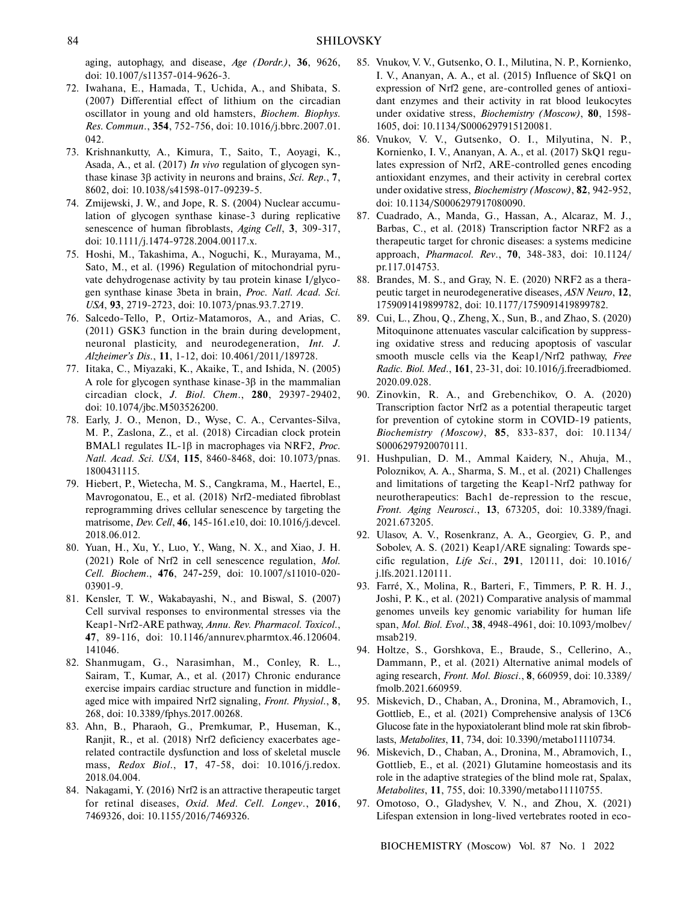aging, autophagy, and disease, *Age (Dordr.)*, **36**, 9626, doi: 10.1007/s11357-014-9626-3.

72. Iwahana, E., Hamada, T., Uchida, A., and Shibata, S. (2007) Differential effect of lithium on the circadian oscillator in young and old hamsters, *Biochem. Biophys. Res. Commun.*, **354**, 752-756, doi: 10.1016/j.bbrc.2007.01.042.
73. Krishnankutty, A., Kimura, T., Saito, T., Aoyagi, K., Asada, A., et al. (2017) *In vivo* regulation of glycogen synthase kinase 3β activity in neurons and brains, *Sci. Rep.*, **7**, 8602, doi: 10.1038/s41598-017-09239-5.
74. Zmijewski, J. W., and Jope, R. S. (2004) Nuclear accumulation of glycogen synthase kinase-3 during replicative senescence of human fibroblasts, *Aging Cell*, **3**, 309-317, doi: 10.1111/j.1474-9728.2004.00117.x.
75. Hoshi, M., Takashima, A., Noguchi, K., Murayama, M., Sato, M., et al. (1996) Regulation of mitochondrial pyruvate dehydrogenase activity by tau protein kinase I/glycogen synthase kinase 3beta in brain, *Proc. Natl. Acad. Sci. USA*, **93**, 2719-2723, doi: 10.1073/pnas.93.7.2719.
76. Salcedo-Tello, P., Ortiz-Matamoros, A., and Arias, C. (2011) GSK3 function in the brain during development, neuronal plasticity, and neurodegeneration, *Int. J. Alzheimer's Dis.*, **11**, 1-12, doi: 10.4061/2011/189728.
77. Iitaka, C., Miyazaki, K., Akaike, T., and Ishida, N. (2005) A role for glycogen synthase kinase-3β in the mammalian circadian clock, *J. Biol. Chem.*, **280**, 29397-29402, doi: 10.1074/jbc.M503526200.
78. Early, J. O., Menon, D., Wyse, C. A., Cervantes-Silva, M. P., Zaslona, Z., et al. (2018) Circadian clock protein BMAL1 regulates IL-1β in macrophages via NRF2, *Proc. Natl. Acad. Sci. USA*, **115**, 8460-8468, doi: 10.1073/pnas.1800431115.
79. Hiebert, P., Wietecha, M. S., Cangkrama, M., Haertel, E., Mavrogonatou, E., et al. (2018) Nrf2-mediated fibroblast reprogramming drives cellular senescence by targeting the matrisome, *Dev. Cell*, **46**, 145-161.e10, doi: 10.1016/j.devcel.2018.06.012.
80. Yuan, H., Xu, Y., Luo, Y., Wang, N. X., and Xiao, J. H. (2021) Role of Nrf2 in cell senescence regulation, *Mol. Cell. Biochem.*, **476**, 247-259, doi: 10.1007/s11010-020-03901-9.
81. Kensler, T. W., Wakabayashi, N., and Biswal, S. (2007) Cell survival responses to environmental stresses via the Keap1-Nrf2-ARE pathway, *Annu. Rev. Pharmacol. Toxicol.*, **47**, 89-116, doi: 10.1146/annurev.pharmtox.46.120604.141046.
82. Shanmugam, G., Narasimhan, M., Conley, R. L., Sairam, T., Kumar, A., et al. (2017) Chronic endurance exercise impairs cardiac structure and function in middle-aged mice with impaired Nrf2 signaling, *Front. Physiol.*, **8**, 268, doi: 10.3389/fphys.2017.00268.
83. Ahn, B., Pharaoh, G., Premkumar, P., Huseman, K., Ranjit, R., et al. (2018) Nrf2 deficiency exacerbates age-related contractile dysfunction and loss of skeletal muscle mass, *Redox Biol.*, **17**, 47-58, doi: 10.1016/j.redox.2018.04.004.
84. Nakagami, Y. (2016) Nrf2 is an attractive therapeutic target for retinal diseases, *Oxid. Med. Cell. Longev.*, **2016**, 7469326, doi: 10.1155/2016/7469326.
85. Vnukov, V. V., Gutsenko, O. I., Milutina, N. P., Kornienko, I. V., Ananyan, A. A., et al. (2015) Influence of SkQ1 on expression of Nrf2 gene, are-controlled genes of antioxidant enzymes and their activity in rat blood leukocytes under oxidative stress, *Biochemistry (Moscow)*, **80**, 1598-1605, doi: 10.1134/S0006297915120081.
86. Vnukov, V. V., Gutsenko, O. I., Milyutina, N. P., Kornienko, I. V., Ananyan, A. A., et al. (2017) SkQ1 regulates expression of Nrf2, ARE-controlled genes encoding antioxidant enzymes, and their activity in cerebral cortex under oxidative stress, *Biochemistry (Moscow)*, **82**, 942-952, doi: 10.1134/S0006297917080090.
87. Cuadrado, A., Manda, G., Hassan, A., Alcaraz, M. J., Barbas, C., et al. (2018) Transcription factor NRF2 as a therapeutic target for chronic diseases: a systems medicine approach, *Pharmacol. Rev.*, **70**, 348-383, doi: 10.1124/pr.117.014753.
88. Brandes, M. S., and Gray, N. E. (2020) NRF2 as a therapeutic target in neurodegenerative diseases, *ASN Neuro*, **12**, 1759091419899782, doi: 10.1177/1759091419899782.
89. Cui, L., Zhou, Q., Zheng, X., Sun, B., and Zhao, S. (2020) Mitoquinone attenuates vascular calcification by suppressing oxidative stress and reducing apoptosis of vascular smooth muscle cells via the Keap1/Nrf2 pathway, *Free Radic. Biol. Med.*, **161**, 23-31, doi: 10.1016/j.freeradbiomed.2020.09.028.
90. Zinovkin, R. A., and Grebenchikov, O. A. (2020) Transcription factor Nrf2 as a potential therapeutic target for prevention of cytokine storm in COVID-19 patients, *Biochemistry (Moscow)*, **85**, 833-837, doi: 10.1134/S0006297920070111.
91. Hushpulian, D. M., Ammal Kaidery, N., Ahuja, M., Poloznikov, A. A., Sharma, S. M., et al. (2021) Challenges and limitations of targeting the Keap1-Nrf2 pathway for neurotherapeutics: Bach1 de-repression to the rescue, *Front. Aging Neurosci.*, **13**, 673205, doi: 10.3389/fnagi.2021.673205.
92. Ulasov, A. V., Rosenkranz, A. A., Georgiev, G. P., and Sobolev, A. S. (2021) Keap1/ARE signaling: Towards specific regulation, *Life Sci.*, **291**, 120111, doi: 10.1016/j.lfs.2021.120111.
93. Farré, X., Molina, R., Barteri, F., Timmers, P. R. H. J., Joshi, P. K., et al. (2021) Comparative analysis of mammal genomes unveils key genomic variability for human life span, *Mol. Biol. Evol.*, **38**, 4948-4961, doi: 10.1093/molbev/msab219.
94. Holtze, S., Gorshkova, E., Braude, S., Cellerino, A., Dammann, P., et al. (2021) Alternative animal models of aging research, *Front. Mol. Biosci.*, **8**, 660959, doi: 10.3389/fmolb.2021.660959.
95. Miskevich, D., Chaban, A., Dronina, M., Abramovich, I., Gottlieb, E., et al. (2021) Comprehensive analysis of 13C6 Glucose fate in the hypoxiatolerant blind mole rat skin fibroblasts, *Metabolites*, **11**, 734, doi: 10.3390/metabo11110734.
96. Miskevich, D., Chaban, A., Dronina, M., Abramovich, I., Gottlieb, E., et al. (2021) Glutamine homeostasis and its role in the adaptive strategies of the blind mole rat, Spalax, *Metabolites*, **11**, 755, doi: 10.3390/metabo11110755.
97. Omotoso, O., Gladyshev, V. N., and Zhou, X. (2021) Lifespan extension in long-lived vertebrates rooted in eco-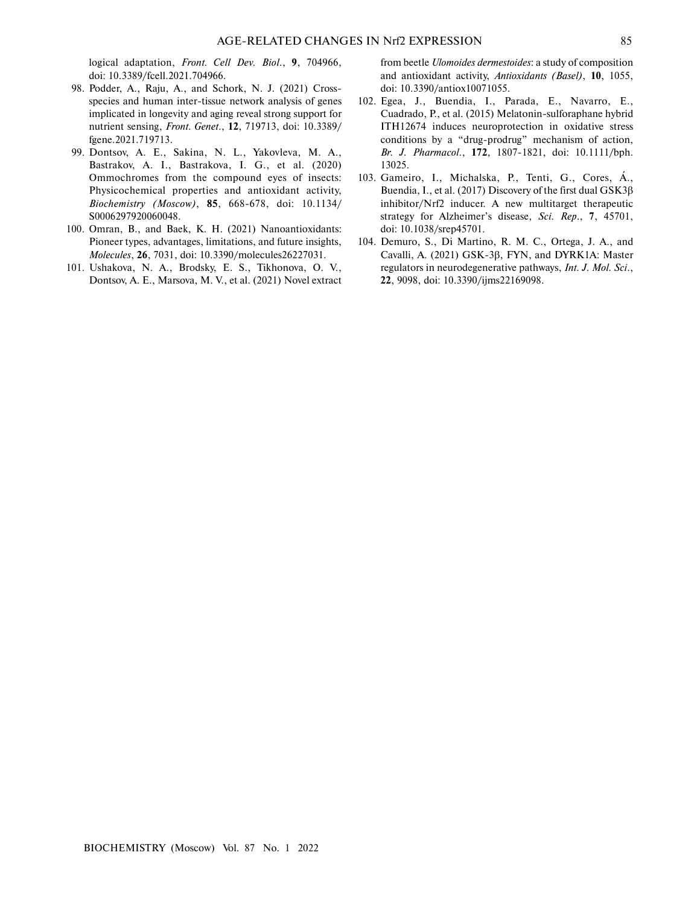logical adaptation, *Front. Cell Dev. Biol.*, **9**, 704966, doi: 10.3389/fcell.2021.704966.

98. Podder, A., Raju, A., and Schork, N. J. (2021) Cross-species and human inter-tissue network analysis of genes implicated in longevity and aging reveal strong support for nutrient sensing, *Front. Genet.*, **12**, 719713, doi: 10.3389/fgene.2021.719713.
99. Dontsov, A. E., Sakina, N. L., Yakovleva, M. A., Bastrakov, A. I., Bastrakova, I. G., et al. (2020) Ommochromes from the compound eyes of insects: Physicochemical properties and antioxidant activity, *Biochemistry (Moscow)*, **85**, 668-678, doi: 10.1134/S0006297920060048.
100. Omran, B., and Baek, K. H. (2021) Nanoantioxidants: Pioneer types, advantages, limitations, and future insights, *Molecules*, **26**, 7031, doi: 10.3390/molecules26227031.
101. Ushakova, N. A., Brodsky, E. S., Tikhonova, O. V., Dontsov, A. E., Marsova, M. V., et al. (2021) Novel extract from beetle *Ulomoides dermestoides*: a study of composition and antioxidant activity, *Antioxidants (Basel)*, **10**, 1055, doi: 10.3390/antiox10071055.
102. Egea, J., Buendia, I., Parada, E., Navarro, E., Cuadrado, P., et al. (2015) Melatonin-sulforaphane hybrid ITH12674 induces neuroprotection in oxidative stress conditions by a "drug-prodrug" mechanism of action, *Br. J. Pharmacol.*, **172**, 1807-1821, doi: 10.1111/bph.13025.
103. Gameiro, I., Michalska, P., Tenti, G., Cores, Á., Buendia, I., et al. (2017) Discovery of the first dual GSK3β inhibitor/Nrf2 inducer. A new multitarget therapeutic strategy for Alzheimer's disease, *Sci. Rep.*, **7**, 45701, doi: 10.1038/srep45701.
104. Demuro, S., Di Martino, R. M. C., Ortega, J. A., and Cavalli, A. (2021) GSK-3β, FYN, and DYRK1A: Master regulators in neurodegenerative pathways, *Int. J. Mol. Sci.*, **22**, 9098, doi: 10.3390/ijms22169098.